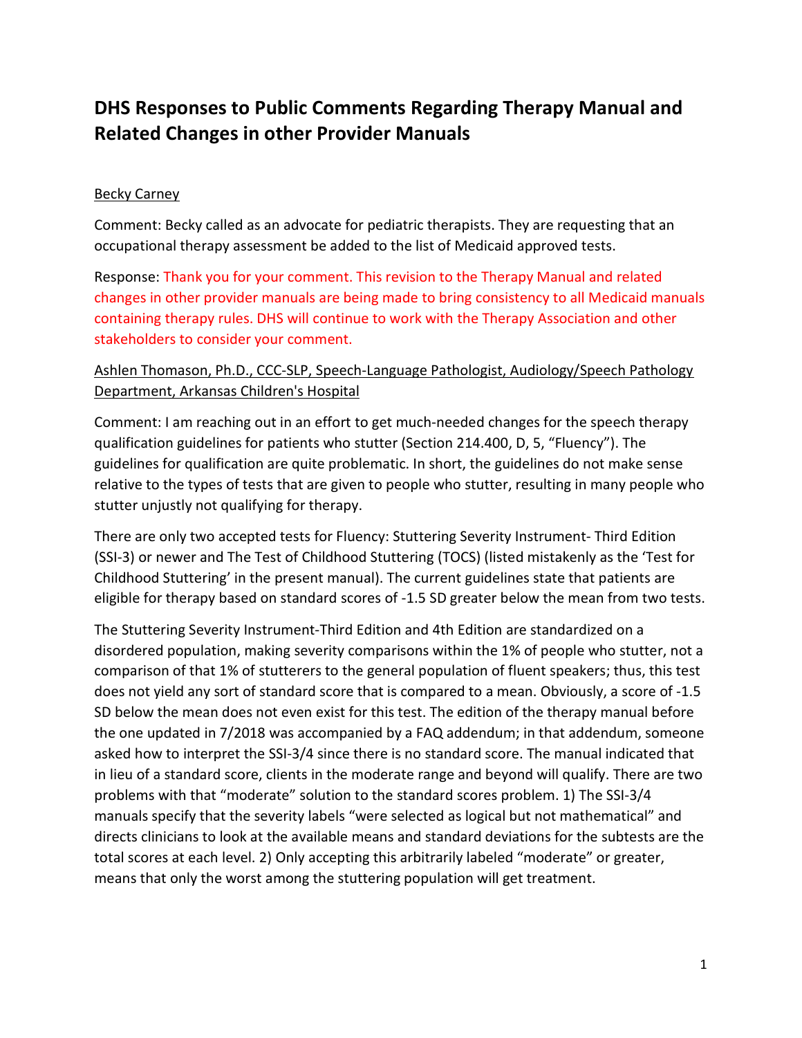# DHS Responses to Public Comments Regarding Therapy Manual and Related Changes in other Provider Manuals

Becky Carney

Comment: Becky called as an advocate for pediatric therapists. They are requesting that an occupational therapy assessment be added to the list of Medicaid approved tests.

Response: Thank you for your comment. This revision to the Therapy Manual and related changes in other provider manuals are being made to bring consistency to all Medicaid manuals containing therapy rules. DHS will continue to work with the Therapy Association and other stakeholders to consider your comment.

Ashlen Thomason, Ph.D., CCC-SLP, Speech-Language Pathologist, Audiology/Speech Pathology Department, Arkansas Children's Hospital

Comment: I am reaching out in an effort to get much-needed changes for the speech therapy qualification guidelines for patients who stutter (Section 214.400, D, 5, "Fluency"). The guidelines for qualification are quite problematic. In short, the guidelines do not make sense relative to the types of tests that are given to people who stutter, resulting in many people who stutter unjustly not qualifying for therapy.

There are only two accepted tests for Fluency: Stuttering Severity Instrument- Third Edition (SSI-3) or newer and The Test of Childhood Stuttering (TOCS) (listed mistakenly as the 'Test for Childhood Stuttering' in the present manual). The current guidelines state that patients are eligible for therapy based on standard scores of -1.5 SD greater below the mean from two tests.

The Stuttering Severity Instrument-Third Edition and 4th Edition are standardized on a disordered population, making severity comparisons within the 1% of people who stutter, not a comparison of that 1% of stutterers to the general population of fluent speakers; thus, this test does not yield any sort of standard score that is compared to a mean. Obviously, a score of -1.5 SD below the mean does not even exist for this test. The edition of the therapy manual before the one updated in 7/2018 was accompanied by a FAQ addendum; in that addendum, someone asked how to interpret the SSI-3/4 since there is no standard score. The manual indicated that in lieu of a standard score, clients in the moderate range and beyond will qualify. There are two problems with that "moderate" solution to the standard scores problem. 1) The SSI-3/4 manuals specify that the severity labels "were selected as logical but not mathematical" and directs clinicians to look at the available means and standard deviations for the subtests are the total scores at each level. 2) Only accepting this arbitrarily labeled "moderate" or greater, means that only the worst among the stuttering population will get treatment.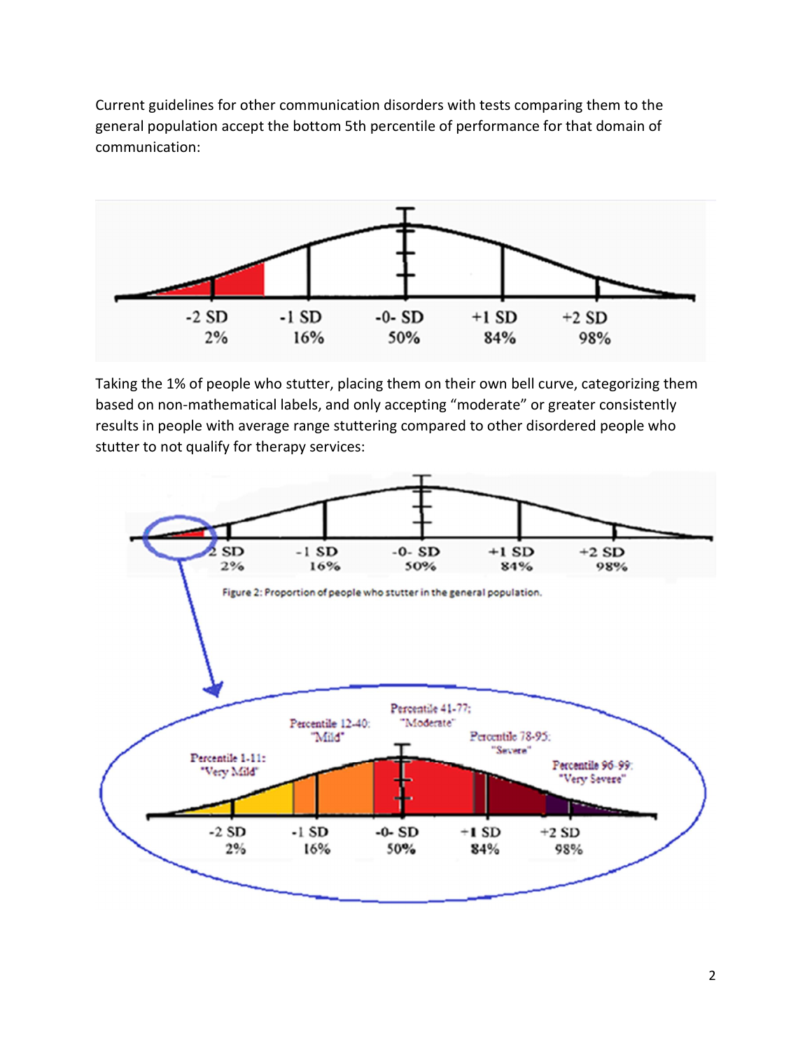Current guidelines for other communication disorders with tests comparing them to the general population accept the bottom 5th percentile of performance for that domain of communication:

Taking the 1% of people who stutter, placing them on their own bell curve, categorizing them based on non-mathematical labels, and only accepting "moderate" or greater consistently results in people with average range stuttering compared to other disordered people who stutter to not qualify for therapy services:

Figure 2: Proportion of people who stutter in the general population.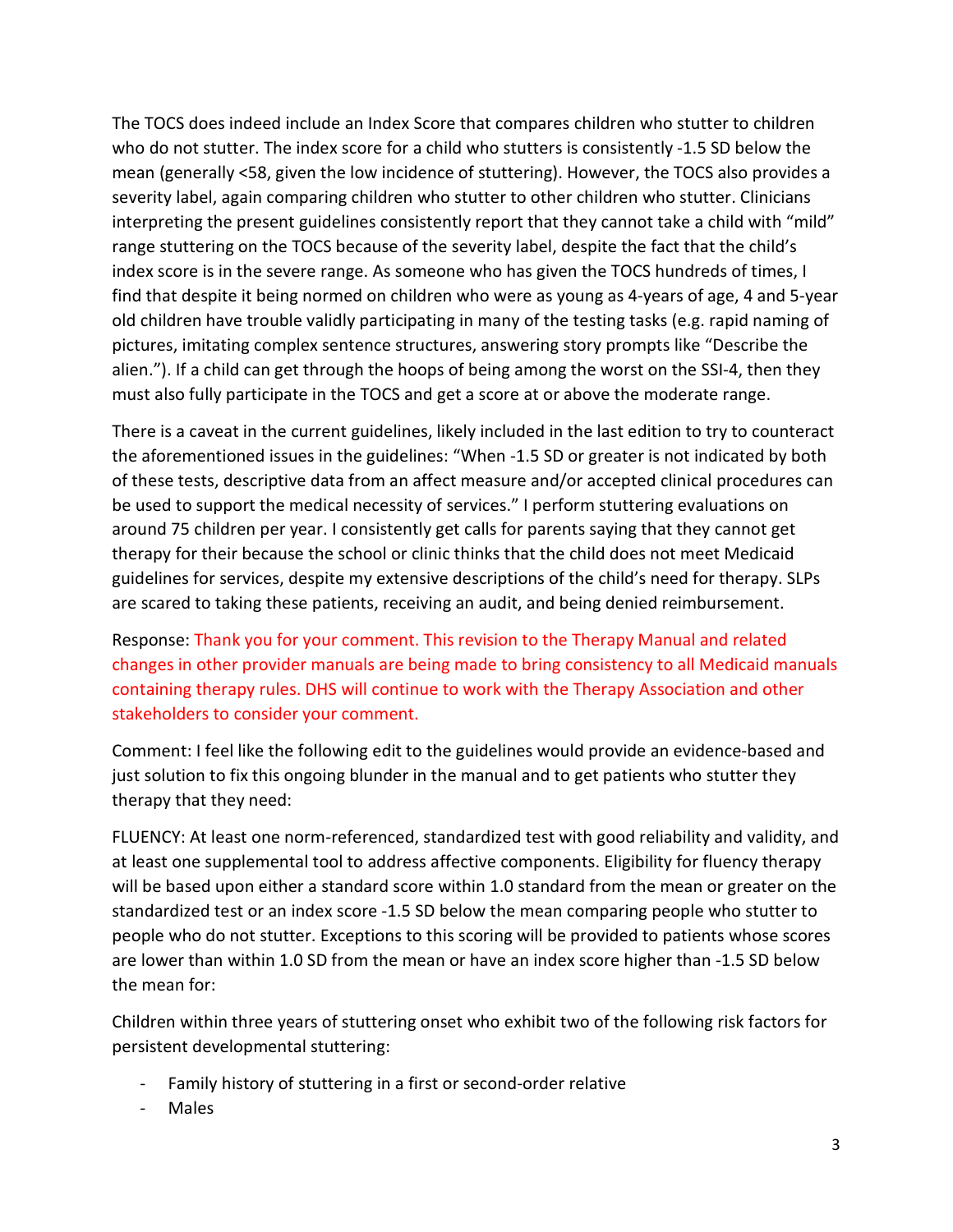The TOCS does indeed include an Index Score that compares children who stutter to children who do not stutter. The index score for a child who stutters is consistently -1.5 SD below the mean (generally <58, given the low incidence of stuttering). However, the TOCS also provides a severity label, again comparing children who stutter to other children who stutter. Clinicians interpreting the present guidelines consistently report that they cannot take a child with "mild" range stuttering on the TOCS because of the severity label, despite the fact that the child's index score is in the severe range. As someone who has given the TOCS hundreds of times, I find that despite it being normed on children who were as young as 4-years of age, 4 and 5-year old children have trouble validly participating in many of the testing tasks (e.g. rapid naming of pictures, imitating complex sentence structures, answering story prompts like "Describe the alien."). If a child can get through the hoops of being among the worst on the SSI-4, then they must also fully participate in the TOCS and get a score at or above the moderate range.

There is a caveat in the current guidelines, likely included in the last edition to try to counteract the aforementioned issues in the guidelines: "When -1.5 SD or greater is not indicated by both of these tests, descriptive data from an affect measure and/or accepted clinical procedures can be used to support the medical necessity of services." I perform stuttering evaluations on around 75 children per year. I consistently get calls for parents saying that they cannot get therapy for their because the school or clinic thinks that the child does not meet Medicaid guidelines for services, despite my extensive descriptions of the child's need for therapy. SLPs are scared to taking these patients, receiving an audit, and being denied reimbursement.

Response: Thank you for your comment. This revision to the Therapy Manual and related changes in other provider manuals are being made to bring consistency to all Medicaid manuals containing therapy rules. DHS will continue to work with the Therapy Association and other stakeholders to consider your comment.

Comment: I feel like the following edit to the guidelines would provide an evidence-based and just solution to fix this ongoing blunder in the manual and to get patients who stutter they therapy that they need:

FLUENCY: At least one norm-referenced, standardized test with good reliability and validity, and at least one supplemental tool to address affective components. Eligibility for fluency therapy will be based upon either a standard score within 1.0 standard from the mean or greater on the standardized test or an index score -1.5 SD below the mean comparing people who stutter to people who do not stutter. Exceptions to this scoring will be provided to patients whose scores are lower than within 1.0 SD from the mean or have an index score higher than -1.5 SD below the mean for:

Children within three years of stuttering onset who exhibit two of the following risk factors for persistent developmental stuttering:

- Family history of stuttering in a first or second-order relative
- Males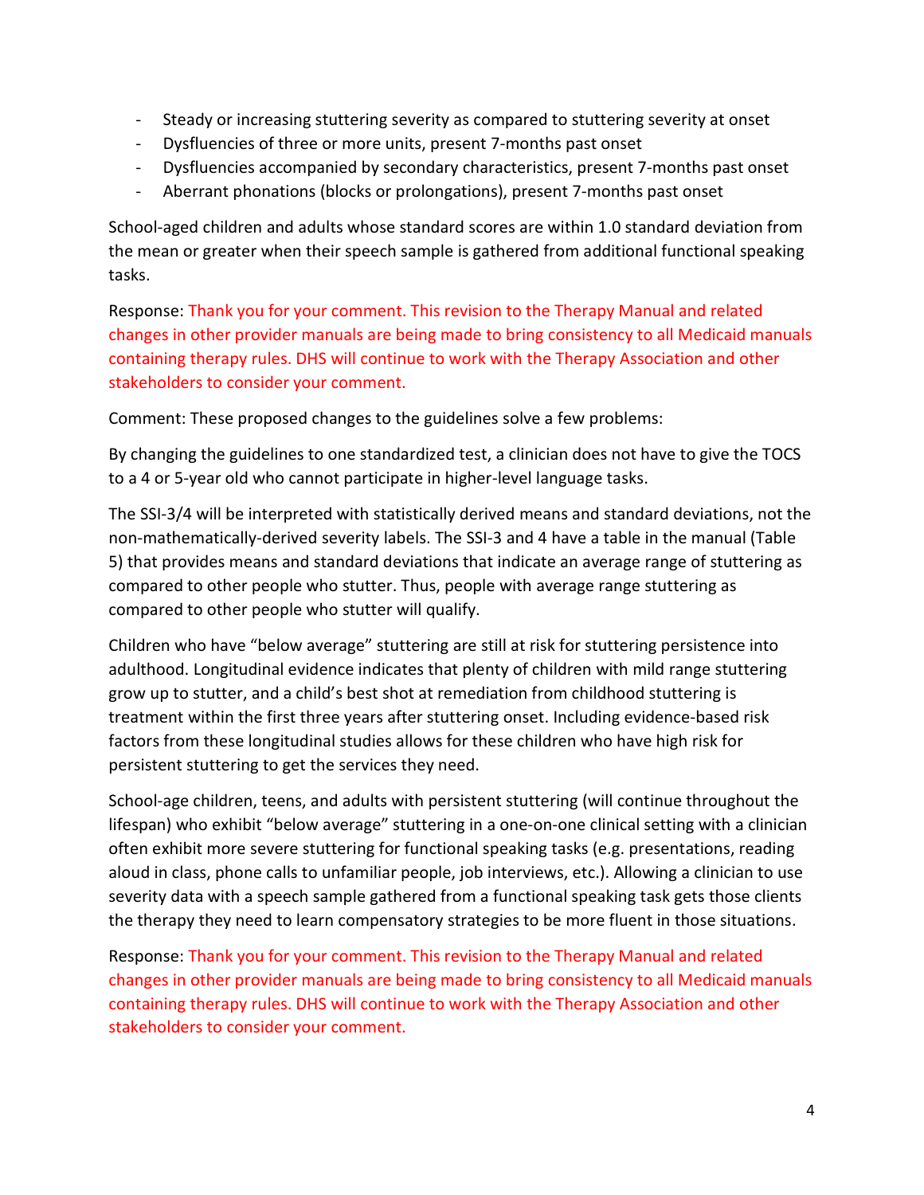- Steady or increasing stuttering severity as compared to stuttering severity at onset
- Dysfluencies of three or more units, present 7-months past onset
- Dysfluencies accompanied by secondary characteristics, present 7-months past onset
- Aberrant phonations (blocks or prolongations), present 7-months past onset

School-aged children and adults whose standard scores are within 1.0 standard deviation from the mean or greater when their speech sample is gathered from additional functional speaking tasks.

Response: Thank you for your comment. This revision to the Therapy Manual and related changes in other provider manuals are being made to bring consistency to all Medicaid manuals containing therapy rules. DHS will continue to work with the Therapy Association and other stakeholders to consider your comment.

Comment: These proposed changes to the guidelines solve a few problems:

By changing the guidelines to one standardized test, a clinician does not have to give the TOCS to a 4 or 5-year old who cannot participate in higher-level language tasks.

The SSI-3/4 will be interpreted with statistically derived means and standard deviations, not the non-mathematically-derived severity labels. The SSI-3 and 4 have a table in the manual (Table 5) that provides means and standard deviations that indicate an average range of stuttering as compared to other people who stutter. Thus, people with average range stuttering as compared to other people who stutter will qualify.

Children who have "below average" stuttering are still at risk for stuttering persistence into adulthood. Longitudinal evidence indicates that plenty of children with mild range stuttering grow up to stutter, and a child's best shot at remediation from childhood stuttering is treatment within the first three years after stuttering onset. Including evidence-based risk factors from these longitudinal studies allows for these children who have high risk for persistent stuttering to get the services they need.

School-age children, teens, and adults with persistent stuttering (will continue throughout the lifespan) who exhibit "below average" stuttering in a one-on-one clinical setting with a clinician often exhibit more severe stuttering for functional speaking tasks (e.g. presentations, reading aloud in class, phone calls to unfamiliar people, job interviews, etc.). Allowing a clinician to use severity data with a speech sample gathered from a functional speaking task gets those clients the therapy they need to learn compensatory strategies to be more fluent in those situations.

Response: Thank you for your comment. This revision to the Therapy Manual and related changes in other provider manuals are being made to bring consistency to all Medicaid manuals containing therapy rules. DHS will continue to work with the Therapy Association and other stakeholders to consider your comment.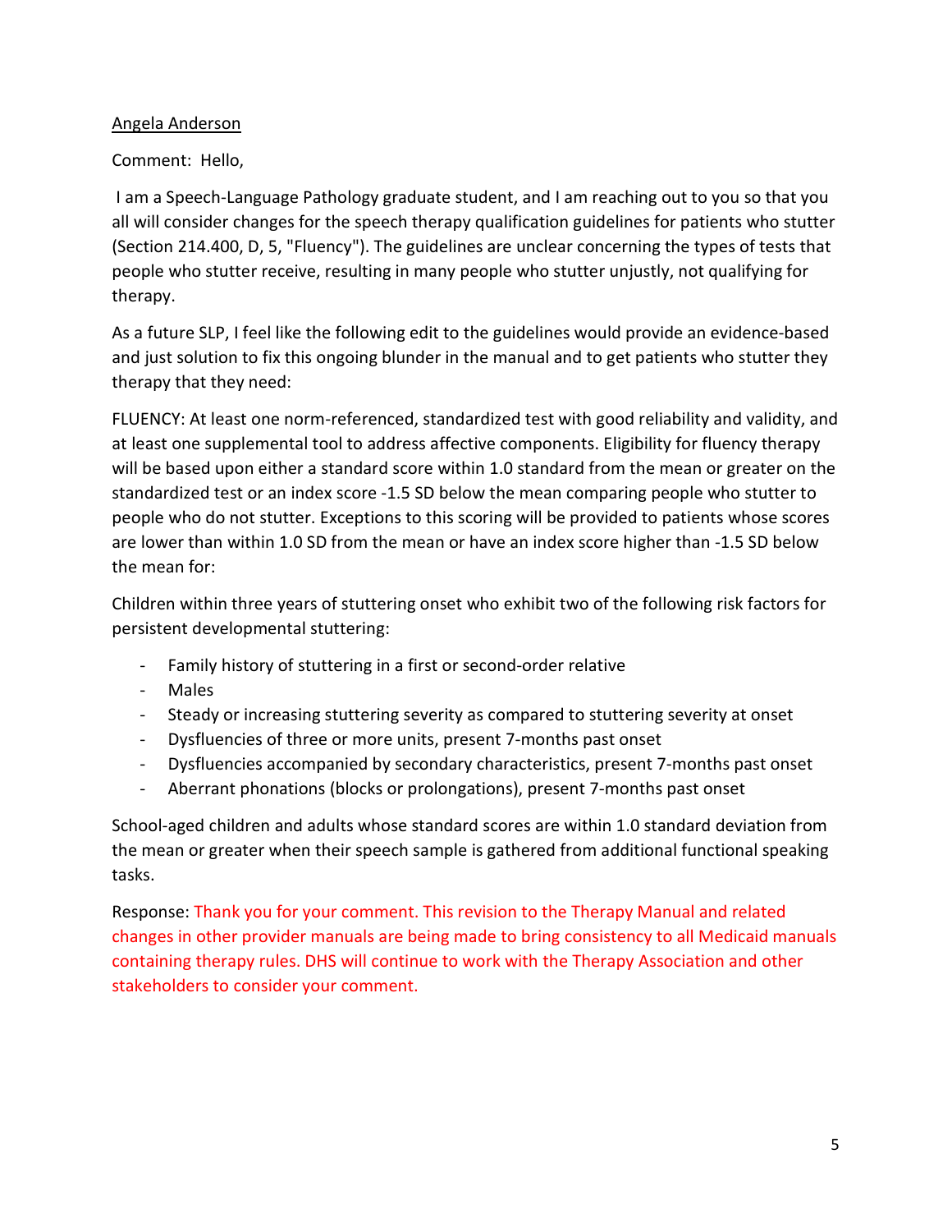Angela Anderson

Comment: Hello,

I am a Speech-Language Pathology graduate student, and I am reaching out to you so that you all will consider changes for the speech therapy qualification guidelines for patients who stutter (Section 214.400, D, 5, "Fluency"). The guidelines are unclear concerning the types of tests that people who stutter receive, resulting in many people who stutter unjustly, not qualifying for therapy.

As a future SLP, I feel like the following edit to the guidelines would provide an evidence-based and just solution to fix this ongoing blunder in the manual and to get patients who stutter they therapy that they need:

FLUENCY: At least one norm-referenced, standardized test with good reliability and validity, and at least one supplemental tool to address affective components. Eligibility for fluency therapy will be based upon either a standard score within 1.0 standard from the mean or greater on the standardized test or an index score -1.5 SD below the mean comparing people who stutter to people who do not stutter. Exceptions to this scoring will be provided to patients whose scores are lower than within 1.0 SD from the mean or have an index score higher than -1.5 SD below the mean for:

Children within three years of stuttering onset who exhibit two of the following risk factors for persistent developmental stuttering:

- Family history of stuttering in a first or second-order relative
- Males
- Steady or increasing stuttering severity as compared to stuttering severity at onset
- Dysfluencies of three or more units, present 7-months past onset
- Dysfluencies accompanied by secondary characteristics, present 7-months past onset
- Aberrant phonations (blocks or prolongations), present 7-months past onset

School-aged children and adults whose standard scores are within 1.0 standard deviation from the mean or greater when their speech sample is gathered from additional functional speaking tasks.

Response: Thank you for your comment. This revision to the Therapy Manual and related changes in other provider manuals are being made to bring consistency to all Medicaid manuals containing therapy rules. DHS will continue to work with the Therapy Association and other stakeholders to consider your comment.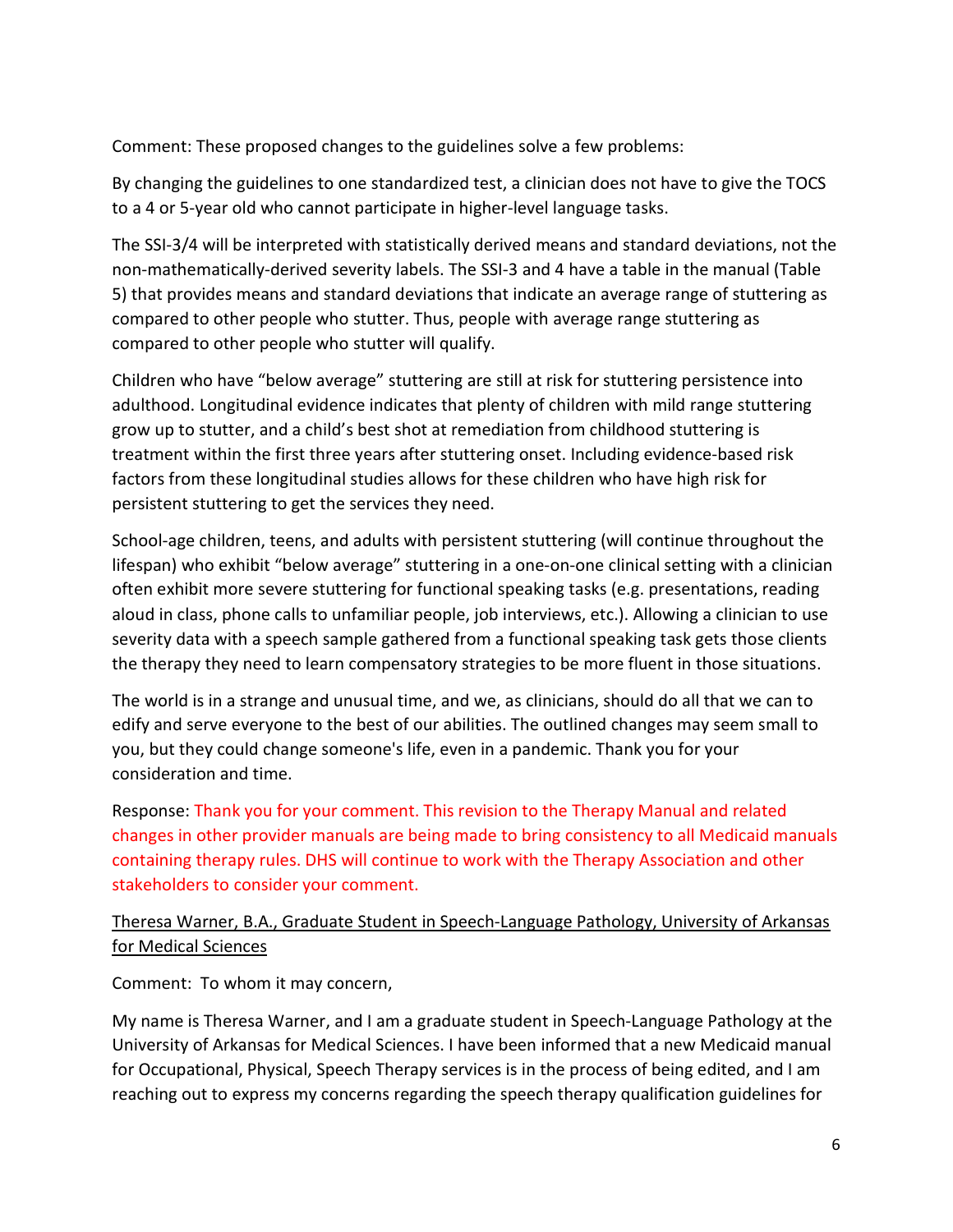Comment: These proposed changes to the guidelines solve a few problems:

By changing the guidelines to one standardized test, a clinician does not have to give the TOCS to a 4 or 5-year old who cannot participate in higher-level language tasks.

The SSI-3/4 will be interpreted with statistically derived means and standard deviations, not the non-mathematically-derived severity labels. The SSI-3 and 4 have a table in the manual (Table 5) that provides means and standard deviations that indicate an average range of stuttering as compared to other people who stutter. Thus, people with average range stuttering as compared to other people who stutter will qualify.

Children who have "below average" stuttering are still at risk for stuttering persistence into adulthood. Longitudinal evidence indicates that plenty of children with mild range stuttering grow up to stutter, and a child's best shot at remediation from childhood stuttering is treatment within the first three years after stuttering onset. Including evidence-based risk factors from these longitudinal studies allows for these children who have high risk for persistent stuttering to get the services they need.

School-age children, teens, and adults with persistent stuttering (will continue throughout the lifespan) who exhibit "below average" stuttering in a one-on-one clinical setting with a clinician often exhibit more severe stuttering for functional speaking tasks (e.g. presentations, reading aloud in class, phone calls to unfamiliar people, job interviews, etc.). Allowing a clinician to use severity data with a speech sample gathered from a functional speaking task gets those clients the therapy they need to learn compensatory strategies to be more fluent in those situations.

The world is in a strange and unusual time, and we, as clinicians, should do all that we can to edify and serve everyone to the best of our abilities. The outlined changes may seem small to you, but they could change someone's life, even in a pandemic. Thank you for your consideration and time.

Response: Thank you for your comment. This revision to the Therapy Manual and related changes in other provider manuals are being made to bring consistency to all Medicaid manuals containing therapy rules. DHS will continue to work with the Therapy Association and other stakeholders to consider your comment.

Theresa Warner, B.A., Graduate Student in Speech-Language Pathology, University of Arkansas for Medical Sciences

Comment: To whom it may concern,

My name is Theresa Warner, and I am a graduate student in Speech-Language Pathology at the University of Arkansas for Medical Sciences. I have been informed that a new Medicaid manual for Occupational, Physical, Speech Therapy services is in the process of being edited, and I am reaching out to express my concerns regarding the speech therapy qualification guidelines for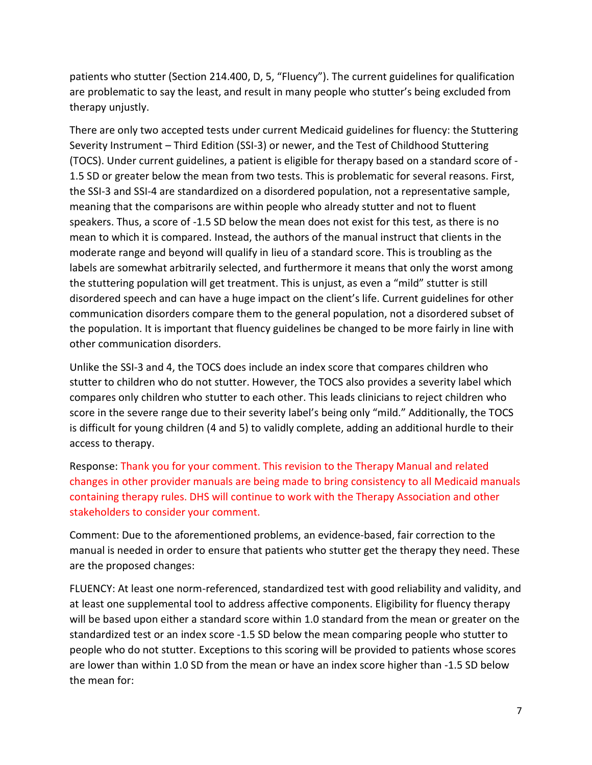patients who stutter (Section 214.400, D, 5, "Fluency"). The current guidelines for qualification are problematic to say the least, and result in many people who stutter's being excluded from therapy unjustly.

There are only two accepted tests under current Medicaid guidelines for fluency: the Stuttering Severity Instrument – Third Edition (SSI-3) or newer, and the Test of Childhood Stuttering (TOCS). Under current guidelines, a patient is eligible for therapy based on a standard score of -1.5 SD or greater below the mean from two tests. This is problematic for several reasons. First, the SSI-3 and SSI-4 are standardized on a disordered population, not a representative sample, meaning that the comparisons are within people who already stutter and not to fluent speakers. Thus, a score of -1.5 SD below the mean does not exist for this test, as there is no mean to which it is compared. Instead, the authors of the manual instruct that clients in the moderate range and beyond will qualify in lieu of a standard score. This is troubling as the labels are somewhat arbitrarily selected, and furthermore it means that only the worst among the stuttering population will get treatment. This is unjust, as even a "mild" stutter is still disordered speech and can have a huge impact on the client's life. Current guidelines for other communication disorders compare them to the general population, not a disordered subset of the population. It is important that fluency guidelines be changed to be more fairly in line with other communication disorders.

Unlike the SSI-3 and 4, the TOCS does include an index score that compares children who stutter to children who do not stutter. However, the TOCS also provides a severity label which compares only children who stutter to each other. This leads clinicians to reject children who score in the severe range due to their severity label's being only "mild." Additionally, the TOCS is difficult for young children (4 and 5) to validly complete, adding an additional hurdle to their access to therapy.

Response: Thank you for your comment. This revision to the Therapy Manual and related changes in other provider manuals are being made to bring consistency to all Medicaid manuals containing therapy rules. DHS will continue to work with the Therapy Association and other stakeholders to consider your comment.

Comment: Due to the aforementioned problems, an evidence-based, fair correction to the manual is needed in order to ensure that patients who stutter get the therapy they need. These are the proposed changes:

FLUENCY: At least one norm-referenced, standardized test with good reliability and validity, and at least one supplemental tool to address affective components. Eligibility for fluency therapy will be based upon either a standard score within 1.0 standard from the mean or greater on the standardized test or an index score -1.5 SD below the mean comparing people who stutter to people who do not stutter. Exceptions to this scoring will be provided to patients whose scores are lower than within 1.0 SD from the mean or have an index score higher than -1.5 SD below the mean for: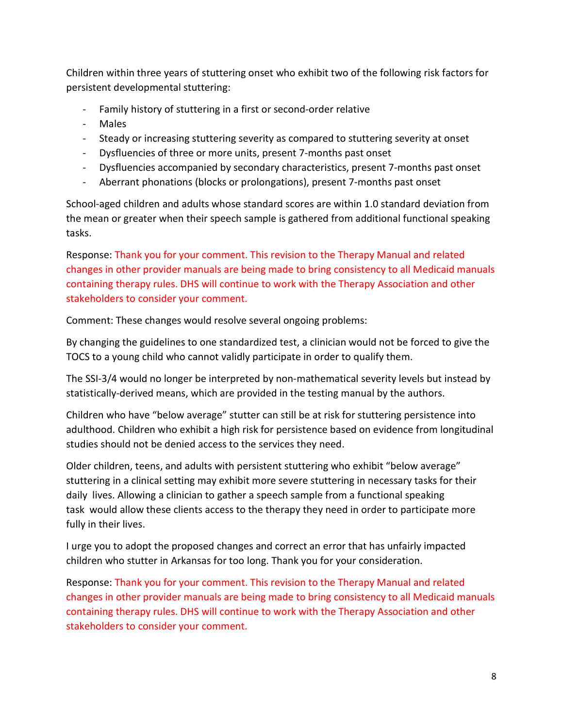Children within three years of stuttering onset who exhibit two of the following risk factors for persistent developmental stuttering:

- Family history of stuttering in a first or second-order relative
- Males
- Steady or increasing stuttering severity as compared to stuttering severity at onset
- Dysfluencies of three or more units, present 7-months past onset
- Dysfluencies accompanied by secondary characteristics, present 7-months past onset
- Aberrant phonations (blocks or prolongations), present 7-months past onset

School-aged children and adults whose standard scores are within 1.0 standard deviation from the mean or greater when their speech sample is gathered from additional functional speaking tasks.

Response: Thank you for your comment. This revision to the Therapy Manual and related changes in other provider manuals are being made to bring consistency to all Medicaid manuals containing therapy rules. DHS will continue to work with the Therapy Association and other stakeholders to consider your comment.

Comment: These changes would resolve several ongoing problems:

By changing the guidelines to one standardized test, a clinician would not be forced to give the TOCS to a young child who cannot validly participate in order to qualify them.

The SSI-3/4 would no longer be interpreted by non-mathematical severity levels but instead by statistically-derived means, which are provided in the testing manual by the authors.

Children who have "below average" stutter can still be at risk for stuttering persistence into adulthood. Children who exhibit a high risk for persistence based on evidence from longitudinal studies should not be denied access to the services they need.

Older children, teens, and adults with persistent stuttering who exhibit "below average" stuttering in a clinical setting may exhibit more severe stuttering in necessary tasks for their daily lives. Allowing a clinician to gather a speech sample from a functional speaking task would allow these clients access to the therapy they need in order to participate more fully in their lives.

I urge you to adopt the proposed changes and correct an error that has unfairly impacted children who stutter in Arkansas for too long. Thank you for your consideration.

Response: Thank you for your comment. This revision to the Therapy Manual and related changes in other provider manuals are being made to bring consistency to all Medicaid manuals containing therapy rules. DHS will continue to work with the Therapy Association and other stakeholders to consider your comment.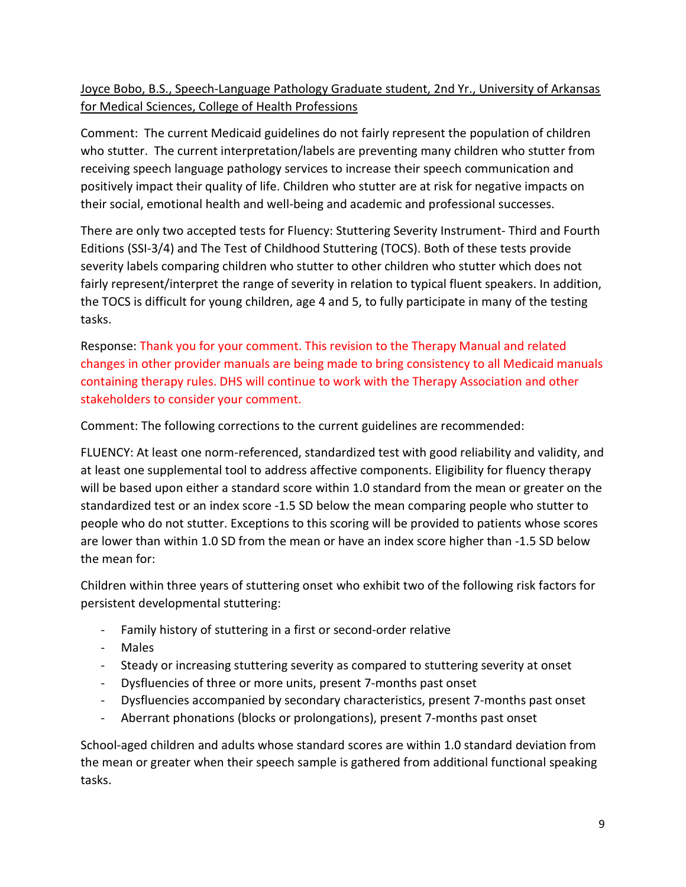Joyce Bobo, B.S., Speech-Language Pathology Graduate student, 2nd Yr., University of Arkansas for Medical Sciences, College of Health Professions

Comment: The current Medicaid guidelines do not fairly represent the population of children who stutter. The current interpretation/labels are preventing many children who stutter from receiving speech language pathology services to increase their speech communication and positively impact their quality of life. Children who stutter are at risk for negative impacts on their social, emotional health and well-being and academic and professional successes.

There are only two accepted tests for Fluency: Stuttering Severity Instrument- Third and Fourth Editions (SSI-3/4) and The Test of Childhood Stuttering (TOCS). Both of these tests provide severity labels comparing children who stutter to other children who stutter which does not fairly represent/interpret the range of severity in relation to typical fluent speakers. In addition, the TOCS is difficult for young children, age 4 and 5, to fully participate in many of the testing tasks.

Response: Thank you for your comment. This revision to the Therapy Manual and related changes in other provider manuals are being made to bring consistency to all Medicaid manuals containing therapy rules. DHS will continue to work with the Therapy Association and other stakeholders to consider your comment.

Comment: The following corrections to the current guidelines are recommended:

FLUENCY: At least one norm-referenced, standardized test with good reliability and validity, and at least one supplemental tool to address affective components. Eligibility for fluency therapy will be based upon either a standard score within 1.0 standard from the mean or greater on the standardized test or an index score -1.5 SD below the mean comparing people who stutter to people who do not stutter. Exceptions to this scoring will be provided to patients whose scores are lower than within 1.0 SD from the mean or have an index score higher than -1.5 SD below the mean for:

Children within three years of stuttering onset who exhibit two of the following risk factors for persistent developmental stuttering:

- Family history of stuttering in a first or second-order relative
- Males
- Steady or increasing stuttering severity as compared to stuttering severity at onset
- Dysfluencies of three or more units, present 7-months past onset
- Dysfluencies accompanied by secondary characteristics, present 7-months past onset
- Aberrant phonations (blocks or prolongations), present 7-months past onset

School-aged children and adults whose standard scores are within 1.0 standard deviation from the mean or greater when their speech sample is gathered from additional functional speaking tasks.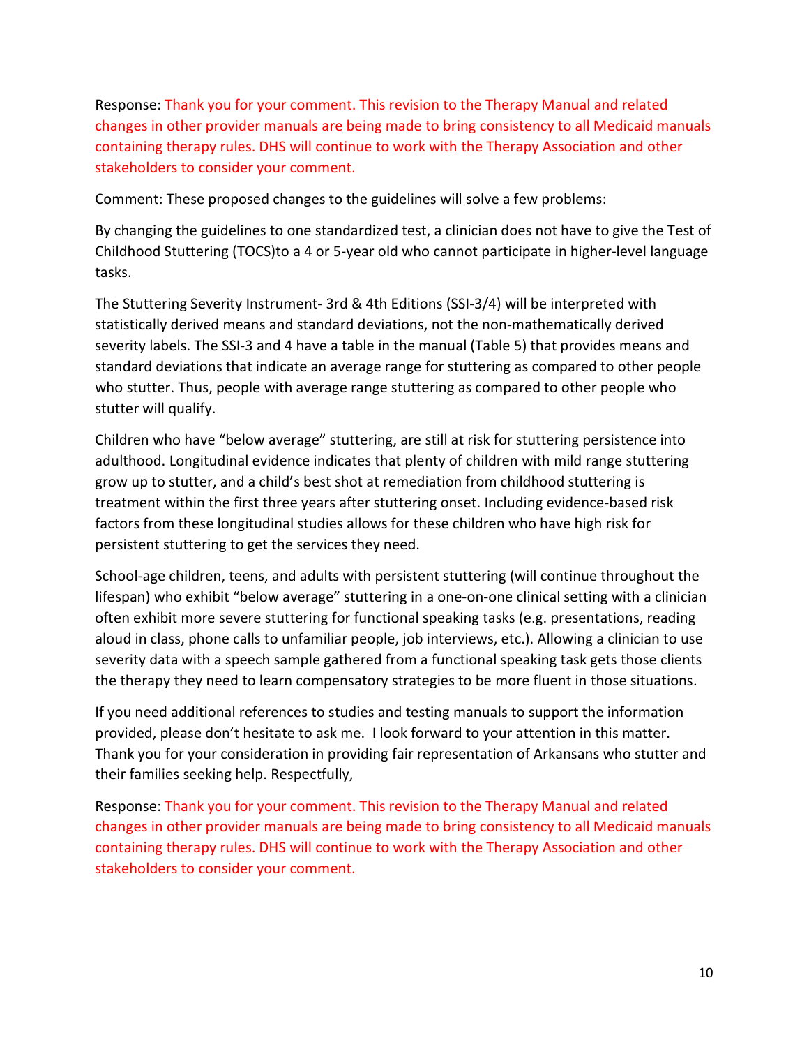Response: Thank you for your comment. This revision to the Therapy Manual and related changes in other provider manuals are being made to bring consistency to all Medicaid manuals containing therapy rules. DHS will continue to work with the Therapy Association and other stakeholders to consider your comment.

Comment: These proposed changes to the guidelines will solve a few problems:

By changing the guidelines to one standardized test, a clinician does not have to give the Test of Childhood Stuttering (TOCS)to a 4 or 5-year old who cannot participate in higher-level language tasks.

The Stuttering Severity Instrument- 3rd & 4th Editions (SSI-3/4) will be interpreted with statistically derived means and standard deviations, not the non-mathematically derived severity labels. The SSI-3 and 4 have a table in the manual (Table 5) that provides means and standard deviations that indicate an average range for stuttering as compared to other people who stutter. Thus, people with average range stuttering as compared to other people who stutter will qualify.

Children who have "below average" stuttering, are still at risk for stuttering persistence into adulthood. Longitudinal evidence indicates that plenty of children with mild range stuttering grow up to stutter, and a child's best shot at remediation from childhood stuttering is treatment within the first three years after stuttering onset. Including evidence-based risk factors from these longitudinal studies allows for these children who have high risk for persistent stuttering to get the services they need.

School-age children, teens, and adults with persistent stuttering (will continue throughout the lifespan) who exhibit "below average" stuttering in a one-on-one clinical setting with a clinician often exhibit more severe stuttering for functional speaking tasks (e.g. presentations, reading aloud in class, phone calls to unfamiliar people, job interviews, etc.). Allowing a clinician to use severity data with a speech sample gathered from a functional speaking task gets those clients the therapy they need to learn compensatory strategies to be more fluent in those situations.

If you need additional references to studies and testing manuals to support the information provided, please don't hesitate to ask me. I look forward to your attention in this matter. Thank you for your consideration in providing fair representation of Arkansans who stutter and their families seeking help. Respectfully,

Response: Thank you for your comment. This revision to the Therapy Manual and related changes in other provider manuals are being made to bring consistency to all Medicaid manuals containing therapy rules. DHS will continue to work with the Therapy Association and other stakeholders to consider your comment.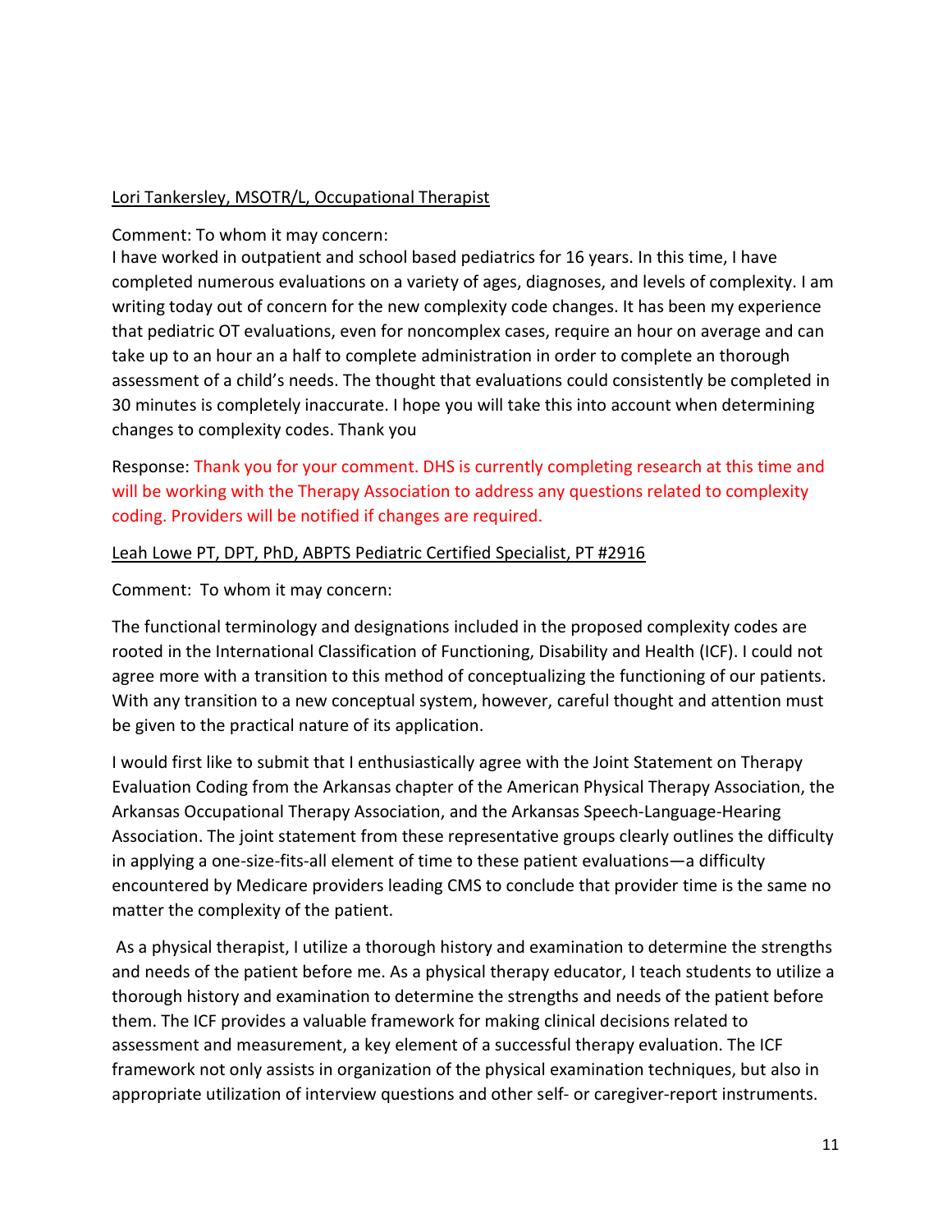Lori Tankersley, MSOTR/L, Occupational Therapist

Comment: To whom it may concern:
I have worked in outpatient and school based pediatrics for 16 years. In this time, I have completed numerous evaluations on a variety of ages, diagnoses, and levels of complexity. I am writing today out of concern for the new complexity code changes. It has been my experience that pediatric OT evaluations, even for noncomplex cases, require an hour on average and can take up to an hour an a half to complete administration in order to complete an thorough assessment of a child's needs. The thought that evaluations could consistently be completed in 30 minutes is completely inaccurate. I hope you will take this into account when determining changes to complexity codes. Thank you

Response: Thank you for your comment. DHS is currently completing research at this time and will be working with the Therapy Association to address any questions related to complexity coding. Providers will be notified if changes are required.

Leah Lowe PT, DPT, PhD, ABPTS Pediatric Certified Specialist, PT #2916

Comment: To whom it may concern:

The functional terminology and designations included in the proposed complexity codes are rooted in the International Classification of Functioning, Disability and Health (ICF). I could not agree more with a transition to this method of conceptualizing the functioning of our patients. With any transition to a new conceptual system, however, careful thought and attention must be given to the practical nature of its application.

I would first like to submit that I enthusiastically agree with the Joint Statement on Therapy Evaluation Coding from the Arkansas chapter of the American Physical Therapy Association, the Arkansas Occupational Therapy Association, and the Arkansas Speech-Language-Hearing Association. The joint statement from these representative groups clearly outlines the difficulty in applying a one-size-fits-all element of time to these patient evaluations—a difficulty encountered by Medicare providers leading CMS to conclude that provider time is the same no matter the complexity of the patient.

As a physical therapist, I utilize a thorough history and examination to determine the strengths and needs of the patient before me. As a physical therapy educator, I teach students to utilize a thorough history and examination to determine the strengths and needs of the patient before them. The ICF provides a valuable framework for making clinical decisions related to assessment and measurement, a key element of a successful therapy evaluation. The ICF framework not only assists in organization of the physical examination techniques, but also in appropriate utilization of interview questions and other self- or caregiver-report instruments.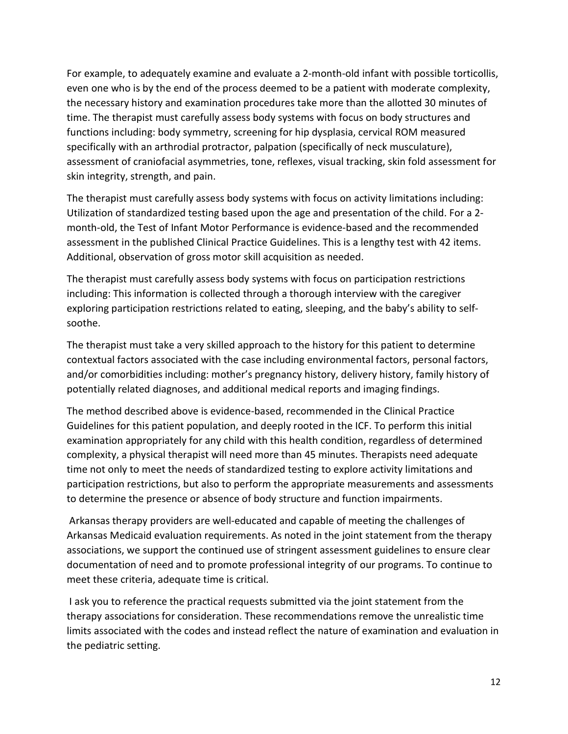For example, to adequately examine and evaluate a 2-month-old infant with possible torticollis, even one who is by the end of the process deemed to be a patient with moderate complexity, the necessary history and examination procedures take more than the allotted 30 minutes of time. The therapist must carefully assess body systems with focus on body structures and functions including: body symmetry, screening for hip dysplasia, cervical ROM measured specifically with an arthrodial protractor, palpation (specifically of neck musculature), assessment of craniofacial asymmetries, tone, reflexes, visual tracking, skin fold assessment for skin integrity, strength, and pain.

The therapist must carefully assess body systems with focus on activity limitations including: Utilization of standardized testing based upon the age and presentation of the child. For a 2-month-old, the Test of Infant Motor Performance is evidence-based and the recommended assessment in the published Clinical Practice Guidelines. This is a lengthy test with 42 items. Additional, observation of gross motor skill acquisition as needed.

The therapist must carefully assess body systems with focus on participation restrictions including: This information is collected through a thorough interview with the caregiver exploring participation restrictions related to eating, sleeping, and the baby's ability to self-soothe.

The therapist must take a very skilled approach to the history for this patient to determine contextual factors associated with the case including environmental factors, personal factors, and/or comorbidities including: mother's pregnancy history, delivery history, family history of potentially related diagnoses, and additional medical reports and imaging findings.

The method described above is evidence-based, recommended in the Clinical Practice Guidelines for this patient population, and deeply rooted in the ICF. To perform this initial examination appropriately for any child with this health condition, regardless of determined complexity, a physical therapist will need more than 45 minutes. Therapists need adequate time not only to meet the needs of standardized testing to explore activity limitations and participation restrictions, but also to perform the appropriate measurements and assessments to determine the presence or absence of body structure and function impairments.

Arkansas therapy providers are well-educated and capable of meeting the challenges of Arkansas Medicaid evaluation requirements. As noted in the joint statement from the therapy associations, we support the continued use of stringent assessment guidelines to ensure clear documentation of need and to promote professional integrity of our programs. To continue to meet these criteria, adequate time is critical.

I ask you to reference the practical requests submitted via the joint statement from the therapy associations for consideration. These recommendations remove the unrealistic time limits associated with the codes and instead reflect the nature of examination and evaluation in the pediatric setting.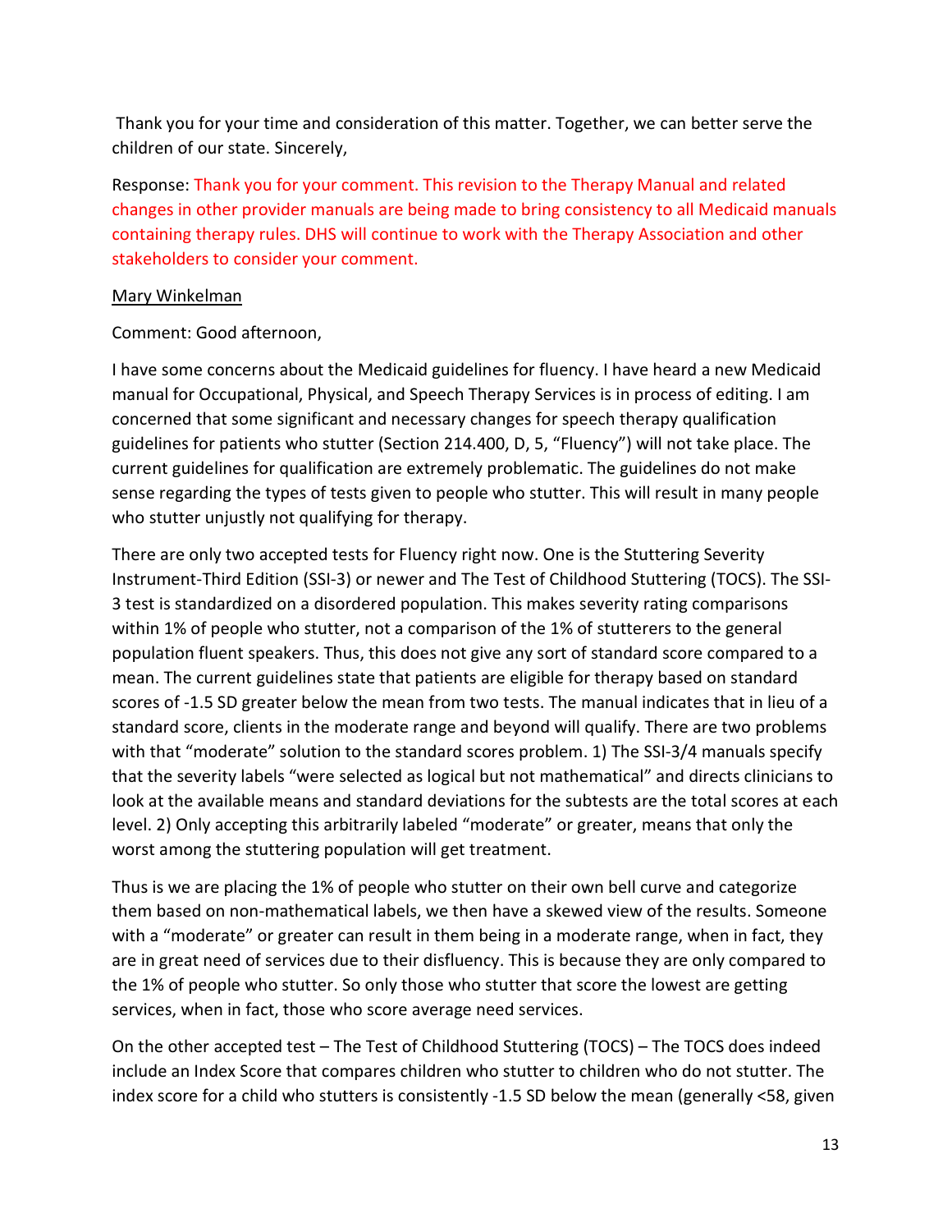Thank you for your time and consideration of this matter. Together, we can better serve the children of our state. Sincerely,

Response: Thank you for your comment. This revision to the Therapy Manual and related changes in other provider manuals are being made to bring consistency to all Medicaid manuals containing therapy rules. DHS will continue to work with the Therapy Association and other stakeholders to consider your comment.

Mary Winkelman

Comment: Good afternoon,

I have some concerns about the Medicaid guidelines for fluency. I have heard a new Medicaid manual for Occupational, Physical, and Speech Therapy Services is in process of editing. I am concerned that some significant and necessary changes for speech therapy qualification guidelines for patients who stutter (Section 214.400, D, 5, "Fluency") will not take place. The current guidelines for qualification are extremely problematic. The guidelines do not make sense regarding the types of tests given to people who stutter. This will result in many people who stutter unjustly not qualifying for therapy.

There are only two accepted tests for Fluency right now. One is the Stuttering Severity Instrument-Third Edition (SSI-3) or newer and The Test of Childhood Stuttering (TOCS). The SSI-3 test is standardized on a disordered population. This makes severity rating comparisons within 1% of people who stutter, not a comparison of the 1% of stutterers to the general population fluent speakers. Thus, this does not give any sort of standard score compared to a mean. The current guidelines state that patients are eligible for therapy based on standard scores of -1.5 SD greater below the mean from two tests. The manual indicates that in lieu of a standard score, clients in the moderate range and beyond will qualify. There are two problems with that "moderate" solution to the standard scores problem. 1) The SSI-3/4 manuals specify that the severity labels "were selected as logical but not mathematical" and directs clinicians to look at the available means and standard deviations for the subtests are the total scores at each level. 2) Only accepting this arbitrarily labeled "moderate" or greater, means that only the worst among the stuttering population will get treatment.

Thus is we are placing the 1% of people who stutter on their own bell curve and categorize them based on non-mathematical labels, we then have a skewed view of the results. Someone with a "moderate" or greater can result in them being in a moderate range, when in fact, they are in great need of services due to their disfluency. This is because they are only compared to the 1% of people who stutter. So only those who stutter that score the lowest are getting services, when in fact, those who score average need services.

On the other accepted test – The Test of Childhood Stuttering (TOCS) – The TOCS does indeed include an Index Score that compares children who stutter to children who do not stutter. The index score for a child who stutters is consistently -1.5 SD below the mean (generally <58, given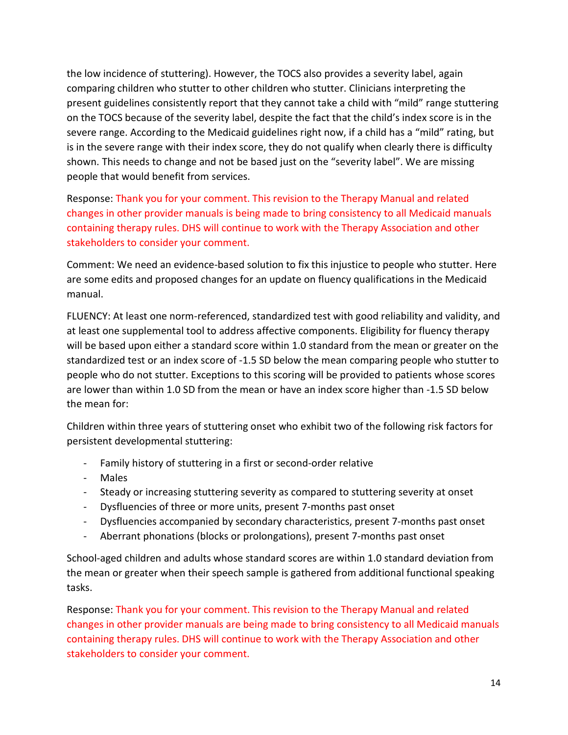the low incidence of stuttering). However, the TOCS also provides a severity label, again comparing children who stutter to other children who stutter. Clinicians interpreting the present guidelines consistently report that they cannot take a child with "mild" range stuttering on the TOCS because of the severity label, despite the fact that the child's index score is in the severe range. According to the Medicaid guidelines right now, if a child has a "mild" rating, but is in the severe range with their index score, they do not qualify when clearly there is difficulty shown. This needs to change and not be based just on the "severity label". We are missing people that would benefit from services.

Response: Thank you for your comment. This revision to the Therapy Manual and related changes in other provider manuals is being made to bring consistency to all Medicaid manuals containing therapy rules. DHS will continue to work with the Therapy Association and other stakeholders to consider your comment.

Comment: We need an evidence-based solution to fix this injustice to people who stutter. Here are some edits and proposed changes for an update on fluency qualifications in the Medicaid manual.

FLUENCY: At least one norm-referenced, standardized test with good reliability and validity, and at least one supplemental tool to address affective components. Eligibility for fluency therapy will be based upon either a standard score within 1.0 standard from the mean or greater on the standardized test or an index score of -1.5 SD below the mean comparing people who stutter to people who do not stutter. Exceptions to this scoring will be provided to patients whose scores are lower than within 1.0 SD from the mean or have an index score higher than -1.5 SD below the mean for:

Children within three years of stuttering onset who exhibit two of the following risk factors for persistent developmental stuttering:

- Family history of stuttering in a first or second-order relative
- Males
- Steady or increasing stuttering severity as compared to stuttering severity at onset
- Dysfluencies of three or more units, present 7-months past onset
- Dysfluencies accompanied by secondary characteristics, present 7-months past onset
- Aberrant phonations (blocks or prolongations), present 7-months past onset

School-aged children and adults whose standard scores are within 1.0 standard deviation from the mean or greater when their speech sample is gathered from additional functional speaking tasks.

Response: Thank you for your comment. This revision to the Therapy Manual and related changes in other provider manuals are being made to bring consistency to all Medicaid manuals containing therapy rules. DHS will continue to work with the Therapy Association and other stakeholders to consider your comment.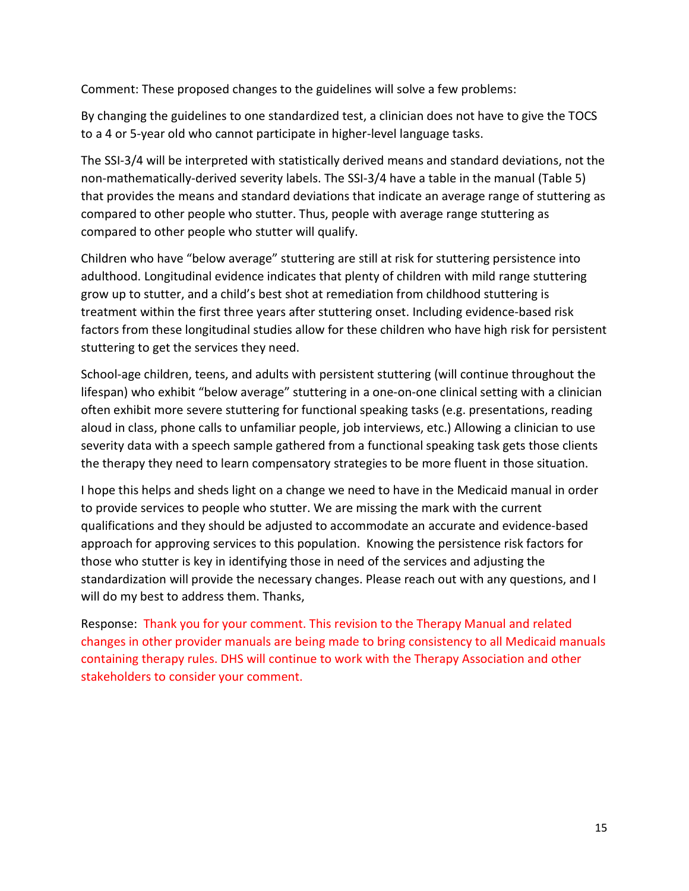Comment: These proposed changes to the guidelines will solve a few problems:

By changing the guidelines to one standardized test, a clinician does not have to give the TOCS to a 4 or 5-year old who cannot participate in higher-level language tasks.

The SSI-3/4 will be interpreted with statistically derived means and standard deviations, not the non-mathematically-derived severity labels. The SSI-3/4 have a table in the manual (Table 5) that provides the means and standard deviations that indicate an average range of stuttering as compared to other people who stutter. Thus, people with average range stuttering as compared to other people who stutter will qualify.

Children who have "below average" stuttering are still at risk for stuttering persistence into adulthood. Longitudinal evidence indicates that plenty of children with mild range stuttering grow up to stutter, and a child's best shot at remediation from childhood stuttering is treatment within the first three years after stuttering onset. Including evidence-based risk factors from these longitudinal studies allow for these children who have high risk for persistent stuttering to get the services they need.

School-age children, teens, and adults with persistent stuttering (will continue throughout the lifespan) who exhibit "below average" stuttering in a one-on-one clinical setting with a clinician often exhibit more severe stuttering for functional speaking tasks (e.g. presentations, reading aloud in class, phone calls to unfamiliar people, job interviews, etc.) Allowing a clinician to use severity data with a speech sample gathered from a functional speaking task gets those clients the therapy they need to learn compensatory strategies to be more fluent in those situation.

I hope this helps and sheds light on a change we need to have in the Medicaid manual in order to provide services to people who stutter. We are missing the mark with the current qualifications and they should be adjusted to accommodate an accurate and evidence-based approach for approving services to this population. Knowing the persistence risk factors for those who stutter is key in identifying those in need of the services and adjusting the standardization will provide the necessary changes. Please reach out with any questions, and I will do my best to address them. Thanks,

Response: Thank you for your comment. This revision to the Therapy Manual and related changes in other provider manuals are being made to bring consistency to all Medicaid manuals containing therapy rules. DHS will continue to work with the Therapy Association and other stakeholders to consider your comment.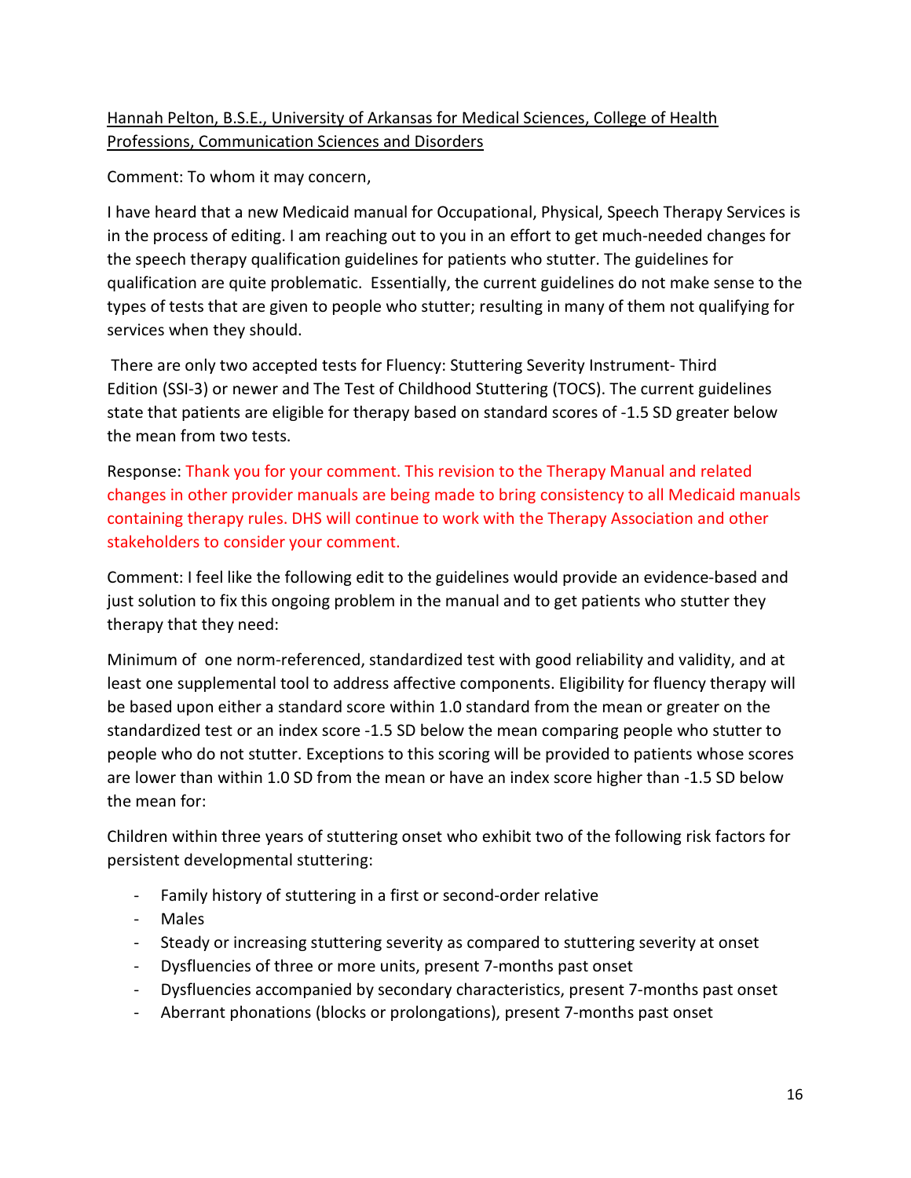Hannah Pelton, B.S.E., University of Arkansas for Medical Sciences, College of Health Professions, Communication Sciences and Disorders

Comment: To whom it may concern,

I have heard that a new Medicaid manual for Occupational, Physical, Speech Therapy Services is in the process of editing. I am reaching out to you in an effort to get much-needed changes for the speech therapy qualification guidelines for patients who stutter. The guidelines for qualification are quite problematic. Essentially, the current guidelines do not make sense to the types of tests that are given to people who stutter; resulting in many of them not qualifying for services when they should.

There are only two accepted tests for Fluency: Stuttering Severity Instrument- Third Edition (SSI-3) or newer and The Test of Childhood Stuttering (TOCS). The current guidelines state that patients are eligible for therapy based on standard scores of -1.5 SD greater below the mean from two tests.

Response: Thank you for your comment. This revision to the Therapy Manual and related changes in other provider manuals are being made to bring consistency to all Medicaid manuals containing therapy rules. DHS will continue to work with the Therapy Association and other stakeholders to consider your comment.

Comment: I feel like the following edit to the guidelines would provide an evidence-based and just solution to fix this ongoing problem in the manual and to get patients who stutter they therapy that they need:

Minimum of one norm-referenced, standardized test with good reliability and validity, and at least one supplemental tool to address affective components. Eligibility for fluency therapy will be based upon either a standard score within 1.0 standard from the mean or greater on the standardized test or an index score -1.5 SD below the mean comparing people who stutter to people who do not stutter. Exceptions to this scoring will be provided to patients whose scores are lower than within 1.0 SD from the mean or have an index score higher than -1.5 SD below the mean for:

Children within three years of stuttering onset who exhibit two of the following risk factors for persistent developmental stuttering:

- Family history of stuttering in a first or second-order relative
- Males
- Steady or increasing stuttering severity as compared to stuttering severity at onset
- Dysfluencies of three or more units, present 7-months past onset
- Dysfluencies accompanied by secondary characteristics, present 7-months past onset
- Aberrant phonations (blocks or prolongations), present 7-months past onset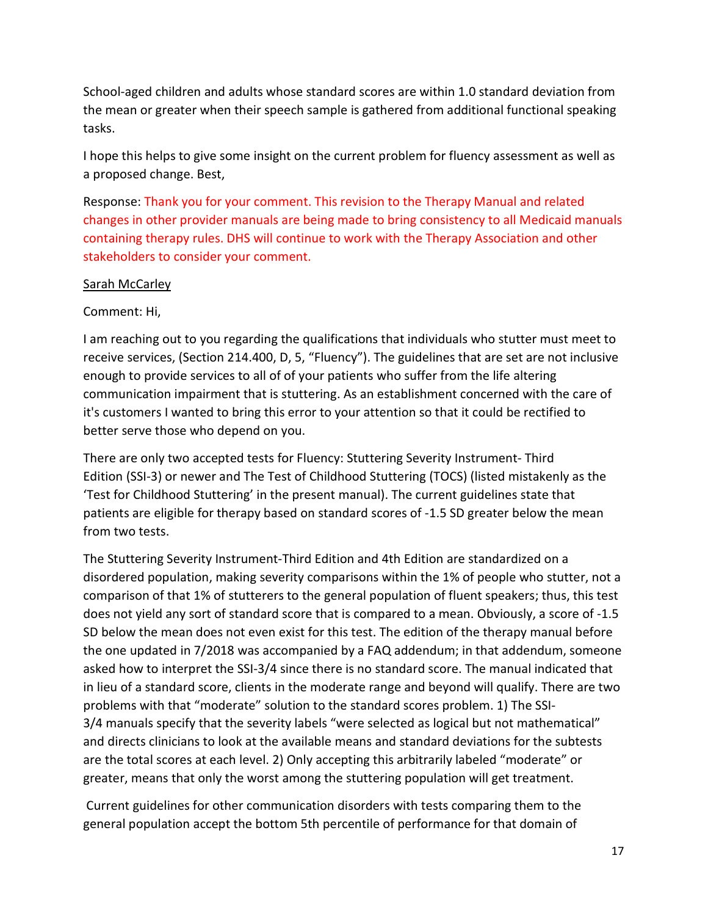School-aged children and adults whose standard scores are within 1.0 standard deviation from the mean or greater when their speech sample is gathered from additional functional speaking tasks.

I hope this helps to give some insight on the current problem for fluency assessment as well as a proposed change. Best,

Response: Thank you for your comment. This revision to the Therapy Manual and related changes in other provider manuals are being made to bring consistency to all Medicaid manuals containing therapy rules. DHS will continue to work with the Therapy Association and other stakeholders to consider your comment.

<u>Sarah McCarley</u>

Comment: Hi,

I am reaching out to you regarding the qualifications that individuals who stutter must meet to receive services, (Section 214.400, D, 5, "Fluency"). The guidelines that are set are not inclusive enough to provide services to all of of your patients who suffer from the life altering communication impairment that is stuttering. As an establishment concerned with the care of it's customers I wanted to bring this error to your attention so that it could be rectified to better serve those who depend on you.

There are only two accepted tests for Fluency: Stuttering Severity Instrument- Third Edition (SSI-3) or newer and The Test of Childhood Stuttering (TOCS) (listed mistakenly as the 'Test for Childhood Stuttering' in the present manual). The current guidelines state that patients are eligible for therapy based on standard scores of -1.5 SD greater below the mean from two tests.

The Stuttering Severity Instrument-Third Edition and 4th Edition are standardized on a disordered population, making severity comparisons within the 1% of people who stutter, not a comparison of that 1% of stutterers to the general population of fluent speakers; thus, this test does not yield any sort of standard score that is compared to a mean. Obviously, a score of -1.5 SD below the mean does not even exist for this test. The edition of the therapy manual before the one updated in 7/2018 was accompanied by a FAQ addendum; in that addendum, someone asked how to interpret the SSI-3/4 since there is no standard score. The manual indicated that in lieu of a standard score, clients in the moderate range and beyond will qualify. There are two problems with that "moderate" solution to the standard scores problem. 1) The SSI-3/4 manuals specify that the severity labels "were selected as logical but not mathematical" and directs clinicians to look at the available means and standard deviations for the subtests are the total scores at each level. 2) Only accepting this arbitrarily labeled "moderate" or greater, means that only the worst among the stuttering population will get treatment.

Current guidelines for other communication disorders with tests comparing them to the general population accept the bottom 5th percentile of performance for that domain of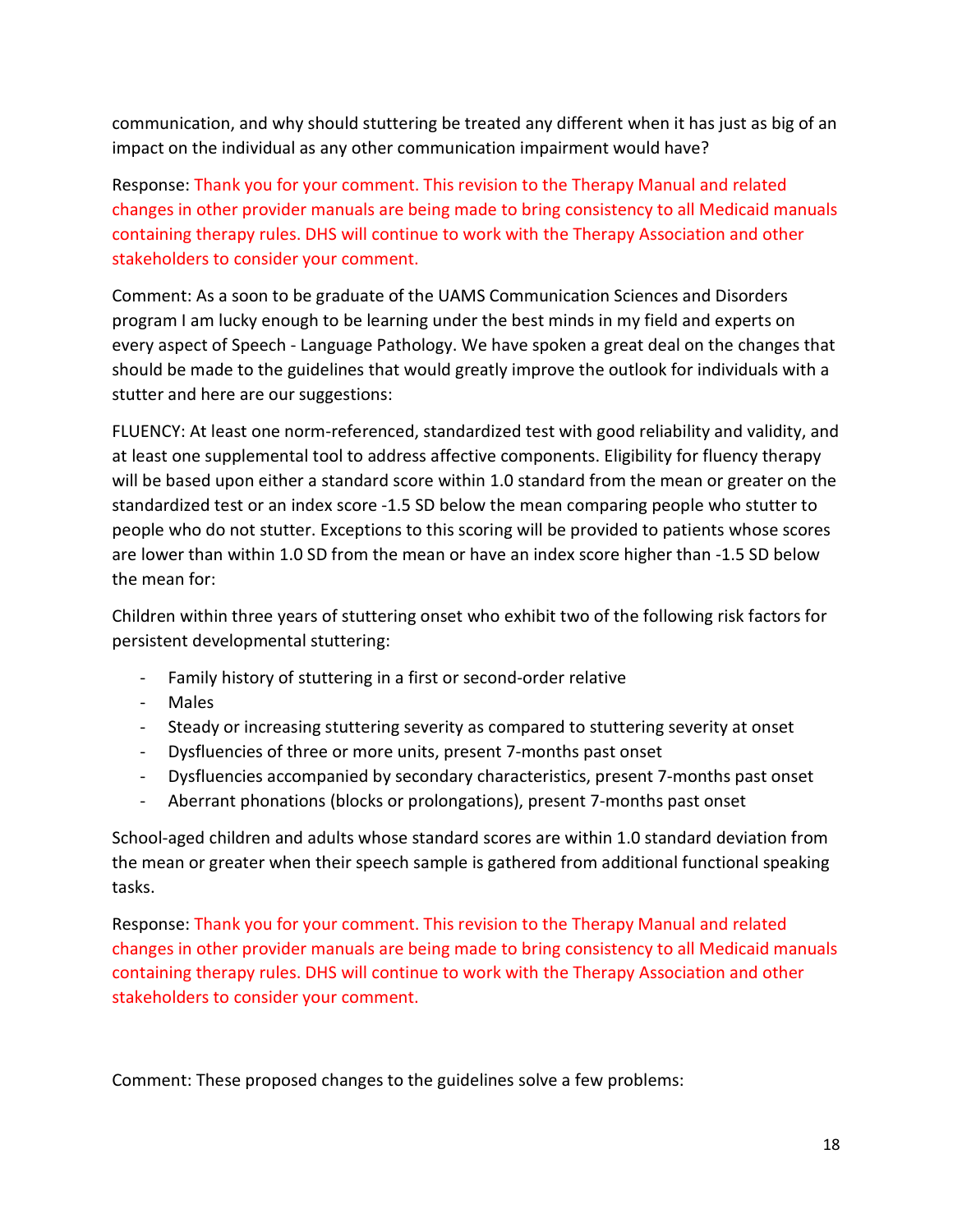communication, and why should stuttering be treated any different when it has just as big of an impact on the individual as any other communication impairment would have?

Response: Thank you for your comment. This revision to the Therapy Manual and related changes in other provider manuals are being made to bring consistency to all Medicaid manuals containing therapy rules. DHS will continue to work with the Therapy Association and other stakeholders to consider your comment.

Comment: As a soon to be graduate of the UAMS Communication Sciences and Disorders program I am lucky enough to be learning under the best minds in my field and experts on every aspect of Speech - Language Pathology. We have spoken a great deal on the changes that should be made to the guidelines that would greatly improve the outlook for individuals with a stutter and here are our suggestions:

FLUENCY: At least one norm-referenced, standardized test with good reliability and validity, and at least one supplemental tool to address affective components. Eligibility for fluency therapy will be based upon either a standard score within 1.0 standard from the mean or greater on the standardized test or an index score -1.5 SD below the mean comparing people who stutter to people who do not stutter. Exceptions to this scoring will be provided to patients whose scores are lower than within 1.0 SD from the mean or have an index score higher than -1.5 SD below the mean for:

Children within three years of stuttering onset who exhibit two of the following risk factors for persistent developmental stuttering:

- Family history of stuttering in a first or second-order relative
- Males
- Steady or increasing stuttering severity as compared to stuttering severity at onset
- Dysfluencies of three or more units, present 7-months past onset
- Dysfluencies accompanied by secondary characteristics, present 7-months past onset
- Aberrant phonations (blocks or prolongations), present 7-months past onset

School-aged children and adults whose standard scores are within 1.0 standard deviation from the mean or greater when their speech sample is gathered from additional functional speaking tasks.

Response: Thank you for your comment. This revision to the Therapy Manual and related changes in other provider manuals are being made to bring consistency to all Medicaid manuals containing therapy rules. DHS will continue to work with the Therapy Association and other stakeholders to consider your comment.

Comment: These proposed changes to the guidelines solve a few problems: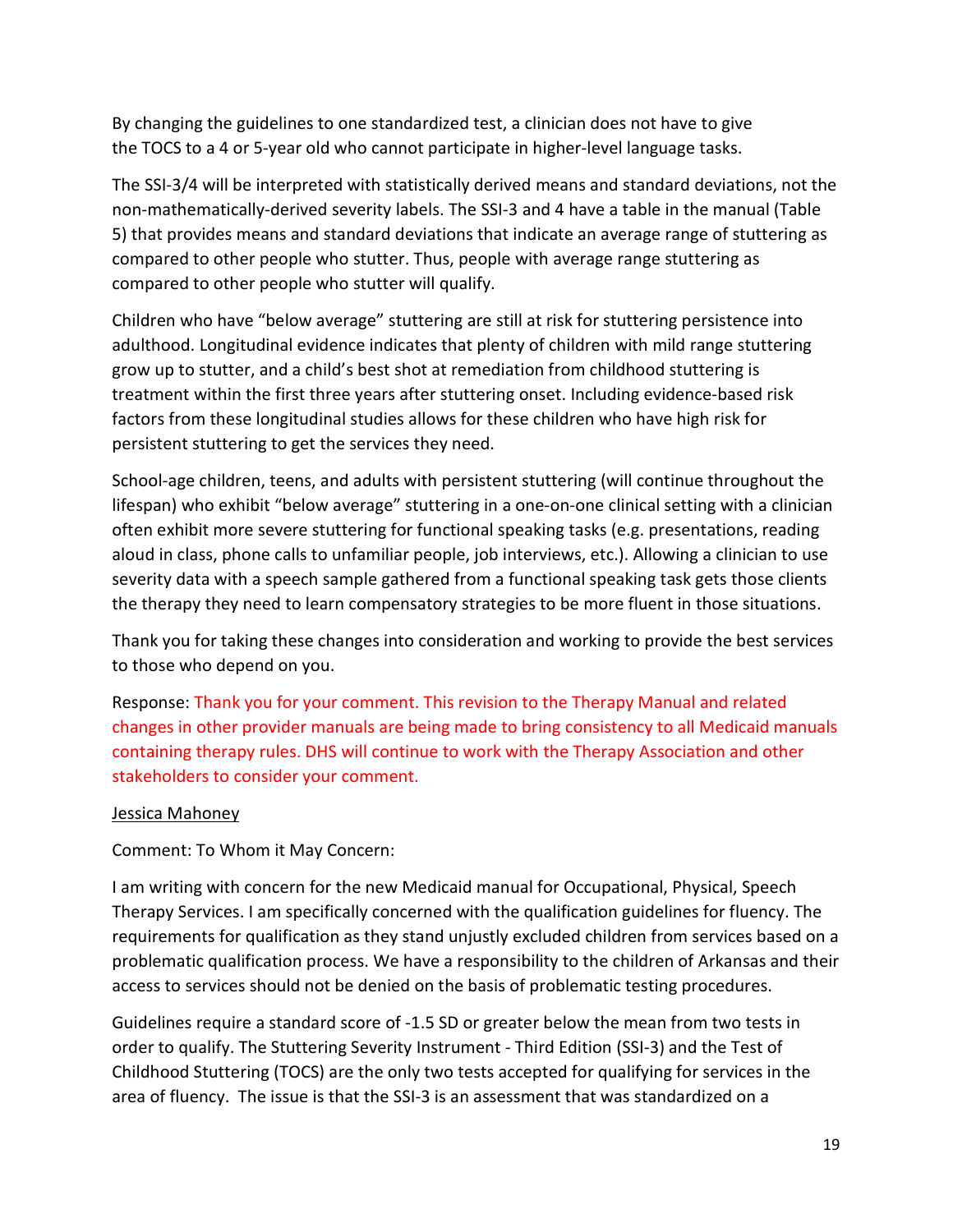By changing the guidelines to one standardized test, a clinician does not have to give the TOCS to a 4 or 5-year old who cannot participate in higher-level language tasks.

The SSI-3/4 will be interpreted with statistically derived means and standard deviations, not the non-mathematically-derived severity labels. The SSI-3 and 4 have a table in the manual (Table 5) that provides means and standard deviations that indicate an average range of stuttering as compared to other people who stutter. Thus, people with average range stuttering as compared to other people who stutter will qualify.

Children who have "below average" stuttering are still at risk for stuttering persistence into adulthood. Longitudinal evidence indicates that plenty of children with mild range stuttering grow up to stutter, and a child's best shot at remediation from childhood stuttering is treatment within the first three years after stuttering onset. Including evidence-based risk factors from these longitudinal studies allows for these children who have high risk for persistent stuttering to get the services they need.

School-age children, teens, and adults with persistent stuttering (will continue throughout the lifespan) who exhibit "below average" stuttering in a one-on-one clinical setting with a clinician often exhibit more severe stuttering for functional speaking tasks (e.g. presentations, reading aloud in class, phone calls to unfamiliar people, job interviews, etc.). Allowing a clinician to use severity data with a speech sample gathered from a functional speaking task gets those clients the therapy they need to learn compensatory strategies to be more fluent in those situations.

Thank you for taking these changes into consideration and working to provide the best services to those who depend on you.

Response: Thank you for your comment. This revision to the Therapy Manual and related changes in other provider manuals are being made to bring consistency to all Medicaid manuals containing therapy rules. DHS will continue to work with the Therapy Association and other stakeholders to consider your comment.

Jessica Mahoney

Comment: To Whom it May Concern:

I am writing with concern for the new Medicaid manual for Occupational, Physical, Speech Therapy Services. I am specifically concerned with the qualification guidelines for fluency. The requirements for qualification as they stand unjustly excluded children from services based on a problematic qualification process. We have a responsibility to the children of Arkansas and their access to services should not be denied on the basis of problematic testing procedures.

Guidelines require a standard score of -1.5 SD or greater below the mean from two tests in order to qualify. The Stuttering Severity Instrument - Third Edition (SSI-3) and the Test of Childhood Stuttering (TOCS) are the only two tests accepted for qualifying for services in the area of fluency. The issue is that the SSI-3 is an assessment that was standardized on a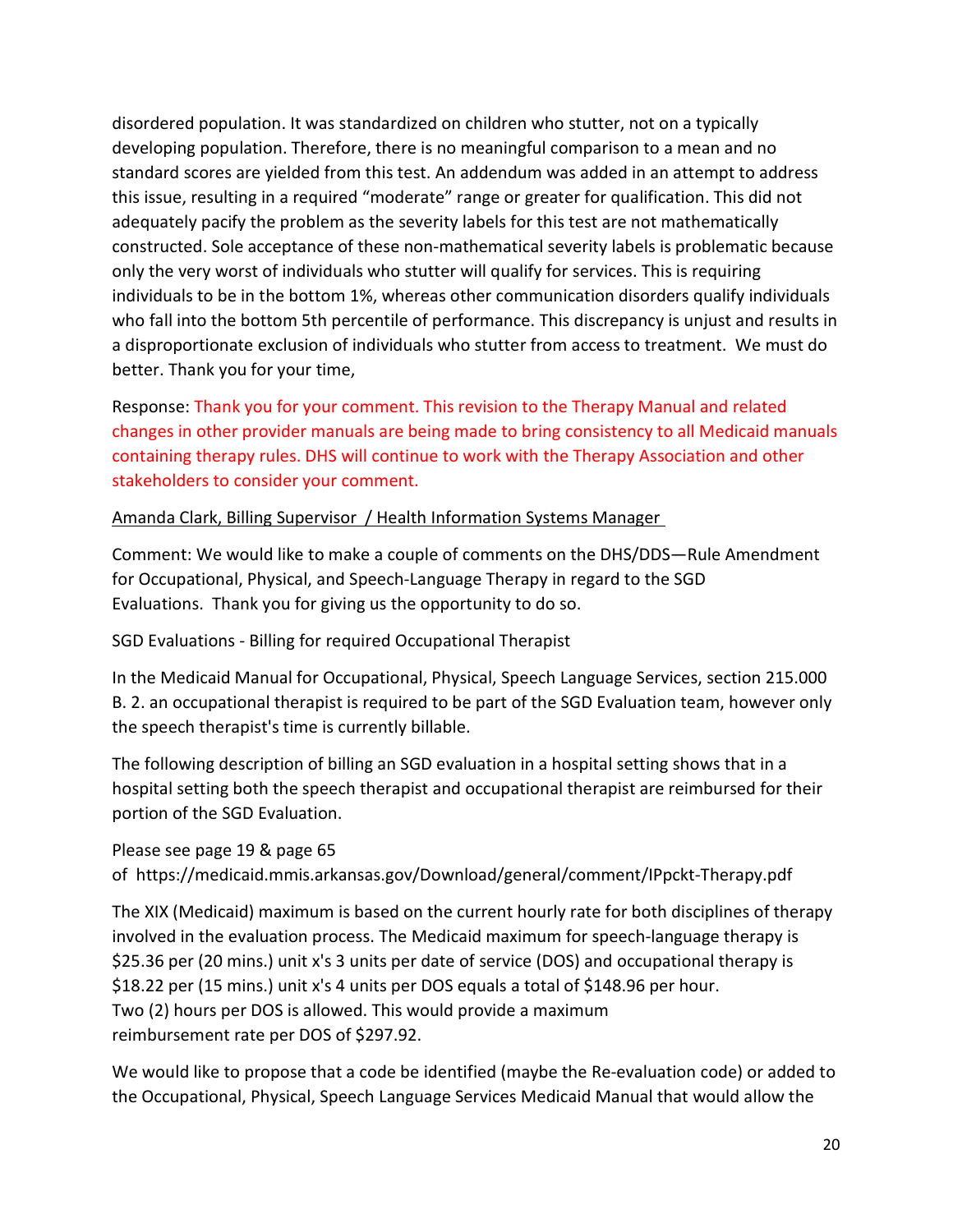disordered population. It was standardized on children who stutter, not on a typically developing population. Therefore, there is no meaningful comparison to a mean and no standard scores are yielded from this test. An addendum was added in an attempt to address this issue, resulting in a required "moderate" range or greater for qualification. This did not adequately pacify the problem as the severity labels for this test are not mathematically constructed. Sole acceptance of these non-mathematical severity labels is problematic because only the very worst of individuals who stutter will qualify for services. This is requiring individuals to be in the bottom 1%, whereas other communication disorders qualify individuals who fall into the bottom 5th percentile of performance. This discrepancy is unjust and results in a disproportionate exclusion of individuals who stutter from access to treatment. We must do better. Thank you for your time,

Response: Thank you for your comment. This revision to the Therapy Manual and related changes in other provider manuals are being made to bring consistency to all Medicaid manuals containing therapy rules. DHS will continue to work with the Therapy Association and other stakeholders to consider your comment.

Amanda Clark, Billing Supervisor / Health Information Systems Manager

Comment: We would like to make a couple of comments on the DHS/DDS—Rule Amendment for Occupational, Physical, and Speech-Language Therapy in regard to the SGD Evaluations. Thank you for giving us the opportunity to do so.

SGD Evaluations - Billing for required Occupational Therapist

In the Medicaid Manual for Occupational, Physical, Speech Language Services, section 215.000 B. 2. an occupational therapist is required to be part of the SGD Evaluation team, however only the speech therapist's time is currently billable.

The following description of billing an SGD evaluation in a hospital setting shows that in a hospital setting both the speech therapist and occupational therapist are reimbursed for their portion of the SGD Evaluation.

Please see page 19 & page 65 of https://medicaid.mmis.arkansas.gov/Download/general/comment/IPpckt-Therapy.pdf

The XIX (Medicaid) maximum is based on the current hourly rate for both disciplines of therapy involved in the evaluation process. The Medicaid maximum for speech-language therapy is $25.36 per (20 mins.) unit x's 3 units per date of service (DOS) and occupational therapy is $18.22 per (15 mins.) unit x's 4 units per DOS equals a total of $148.96 per hour. Two (2) hours per DOS is allowed. This would provide a maximum reimbursement rate per DOS of $297.92.

We would like to propose that a code be identified (maybe the Re-evaluation code) or added to the Occupational, Physical, Speech Language Services Medicaid Manual that would allow the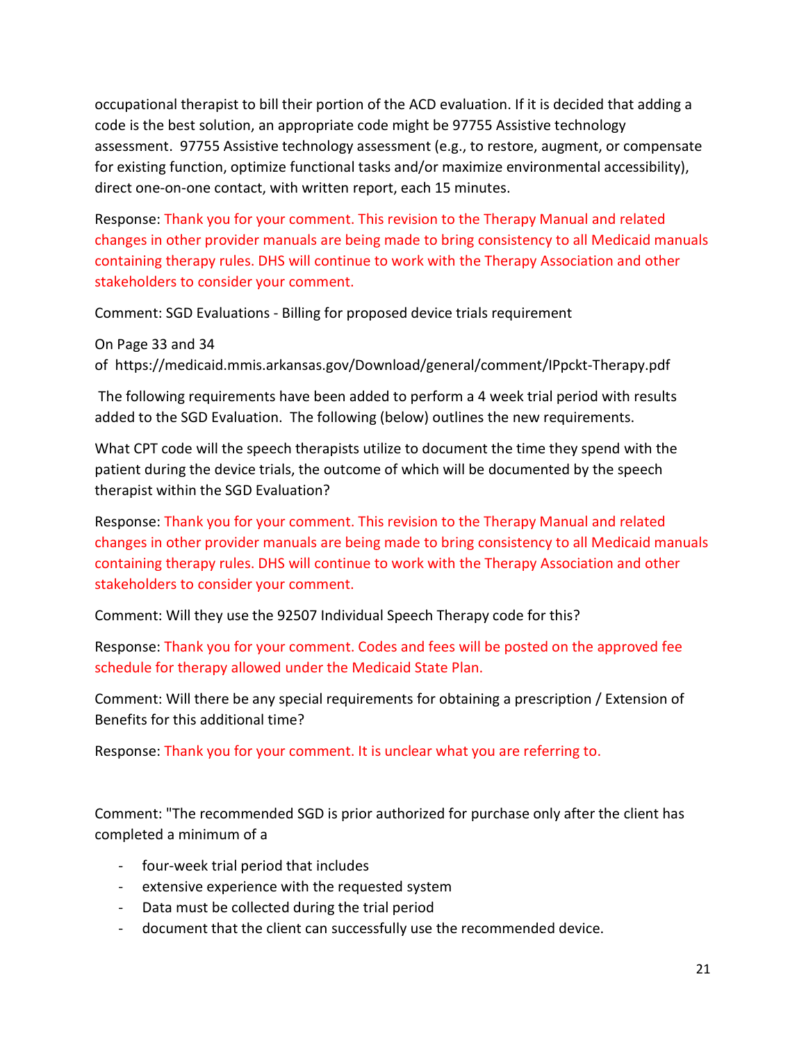occupational therapist to bill their portion of the ACD evaluation. If it is decided that adding a code is the best solution, an appropriate code might be 97755 Assistive technology assessment. 97755 Assistive technology assessment (e.g., to restore, augment, or compensate for existing function, optimize functional tasks and/or maximize environmental accessibility), direct one-on-one contact, with written report, each 15 minutes.

Response: Thank you for your comment. This revision to the Therapy Manual and related changes in other provider manuals are being made to bring consistency to all Medicaid manuals containing therapy rules. DHS will continue to work with the Therapy Association and other stakeholders to consider your comment.

Comment: SGD Evaluations - Billing for proposed device trials requirement

On Page 33 and 34 of https://medicaid.mmis.arkansas.gov/Download/general/comment/IPpckt-Therapy.pdf

The following requirements have been added to perform a 4 week trial period with results added to the SGD Evaluation. The following (below) outlines the new requirements.

What CPT code will the speech therapists utilize to document the time they spend with the patient during the device trials, the outcome of which will be documented by the speech therapist within the SGD Evaluation?

Response: Thank you for your comment. This revision to the Therapy Manual and related changes in other provider manuals are being made to bring consistency to all Medicaid manuals containing therapy rules. DHS will continue to work with the Therapy Association and other stakeholders to consider your comment.

Comment: Will they use the 92507 Individual Speech Therapy code for this?

Response: Thank you for your comment. Codes and fees will be posted on the approved fee schedule for therapy allowed under the Medicaid State Plan.

Comment: Will there be any special requirements for obtaining a prescription / Extension of Benefits for this additional time?

Response: Thank you for your comment. It is unclear what you are referring to.

Comment: "The recommended SGD is prior authorized for purchase only after the client has completed a minimum of a

- four-week trial period that includes
- extensive experience with the requested system
- Data must be collected during the trial period
- document that the client can successfully use the recommended device.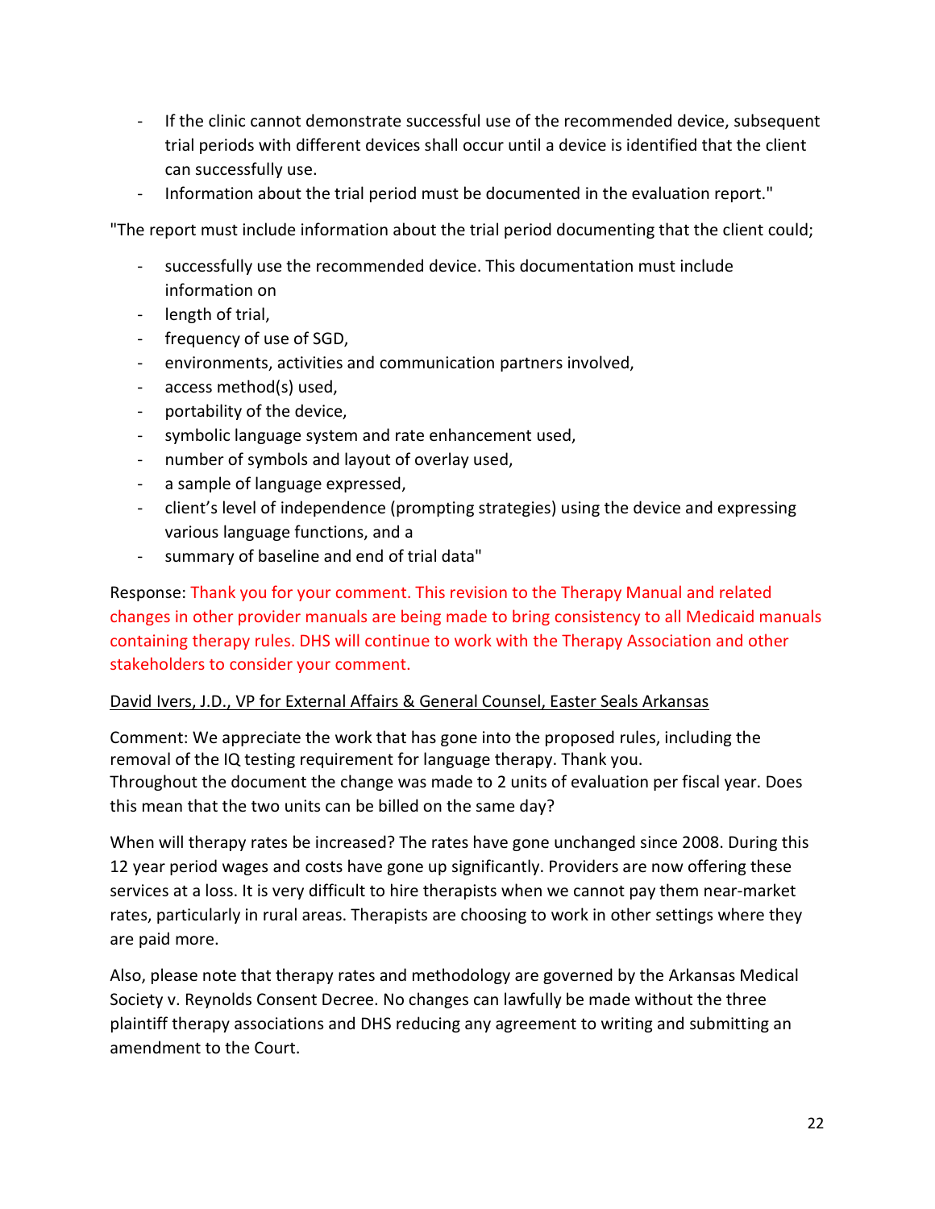- If the clinic cannot demonstrate successful use of the recommended device, subsequent trial periods with different devices shall occur until a device is identified that the client can successfully use.
- Information about the trial period must be documented in the evaluation report."

"The report must include information about the trial period documenting that the client could;

- successfully use the recommended device. This documentation must include information on
- length of trial,
- frequency of use of SGD,
- environments, activities and communication partners involved,
- access method(s) used,
- portability of the device,
- symbolic language system and rate enhancement used,
- number of symbols and layout of overlay used,
- a sample of language expressed,
- client's level of independence (prompting strategies) using the device and expressing various language functions, and a
- summary of baseline and end of trial data"

Response: Thank you for your comment. This revision to the Therapy Manual and related changes in other provider manuals are being made to bring consistency to all Medicaid manuals containing therapy rules. DHS will continue to work with the Therapy Association and other stakeholders to consider your comment.

David Ivers, J.D., VP for External Affairs & General Counsel, Easter Seals Arkansas

Comment: We appreciate the work that has gone into the proposed rules, including the removal of the IQ testing requirement for language therapy. Thank you.
Throughout the document the change was made to 2 units of evaluation per fiscal year. Does this mean that the two units can be billed on the same day?

When will therapy rates be increased? The rates have gone unchanged since 2008. During this 12 year period wages and costs have gone up significantly. Providers are now offering these services at a loss. It is very difficult to hire therapists when we cannot pay them near-market rates, particularly in rural areas. Therapists are choosing to work in other settings where they are paid more.

Also, please note that therapy rates and methodology are governed by the Arkansas Medical Society v. Reynolds Consent Decree. No changes can lawfully be made without the three plaintiff therapy associations and DHS reducing any agreement to writing and submitting an amendment to the Court.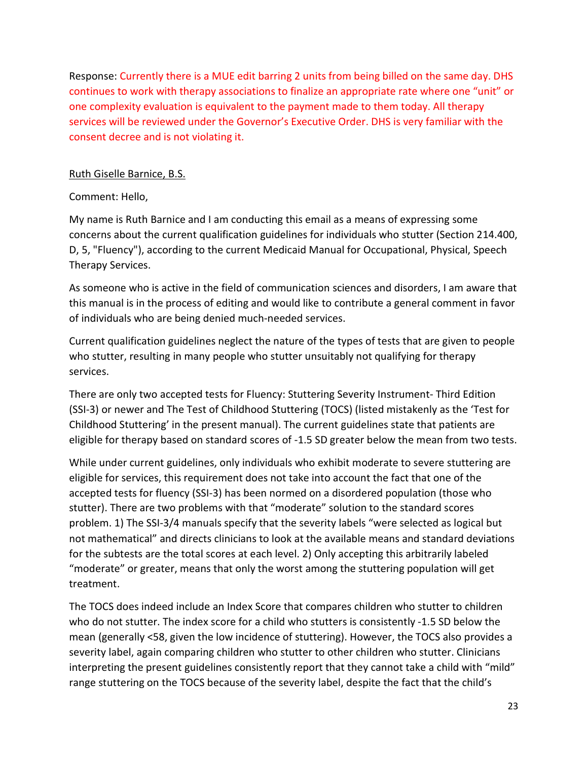Response: Currently there is a MUE edit barring 2 units from being billed on the same day. DHS continues to work with therapy associations to finalize an appropriate rate where one "unit" or one complexity evaluation is equivalent to the payment made to them today. All therapy services will be reviewed under the Governor's Executive Order. DHS is very familiar with the consent decree and is not violating it.

Ruth Giselle Barnice, B.S.

Comment: Hello,

My name is Ruth Barnice and I am conducting this email as a means of expressing some concerns about the current qualification guidelines for individuals who stutter (Section 214.400, D, 5, "Fluency"), according to the current Medicaid Manual for Occupational, Physical, Speech Therapy Services.

As someone who is active in the field of communication sciences and disorders, I am aware that this manual is in the process of editing and would like to contribute a general comment in favor of individuals who are being denied much-needed services.

Current qualification guidelines neglect the nature of the types of tests that are given to people who stutter, resulting in many people who stutter unsuitably not qualifying for therapy services.

There are only two accepted tests for Fluency: Stuttering Severity Instrument- Third Edition (SSI-3) or newer and The Test of Childhood Stuttering (TOCS) (listed mistakenly as the 'Test for Childhood Stuttering' in the present manual). The current guidelines state that patients are eligible for therapy based on standard scores of -1.5 SD greater below the mean from two tests.

While under current guidelines, only individuals who exhibit moderate to severe stuttering are eligible for services, this requirement does not take into account the fact that one of the accepted tests for fluency (SSI-3) has been normed on a disordered population (those who stutter). There are two problems with that "moderate" solution to the standard scores problem. 1) The SSI-3/4 manuals specify that the severity labels "were selected as logical but not mathematical" and directs clinicians to look at the available means and standard deviations for the subtests are the total scores at each level. 2) Only accepting this arbitrarily labeled "moderate" or greater, means that only the worst among the stuttering population will get treatment.

The TOCS does indeed include an Index Score that compares children who stutter to children who do not stutter. The index score for a child who stutters is consistently -1.5 SD below the mean (generally <58, given the low incidence of stuttering). However, the TOCS also provides a severity label, again comparing children who stutter to other children who stutter. Clinicians interpreting the present guidelines consistently report that they cannot take a child with "mild" range stuttering on the TOCS because of the severity label, despite the fact that the child's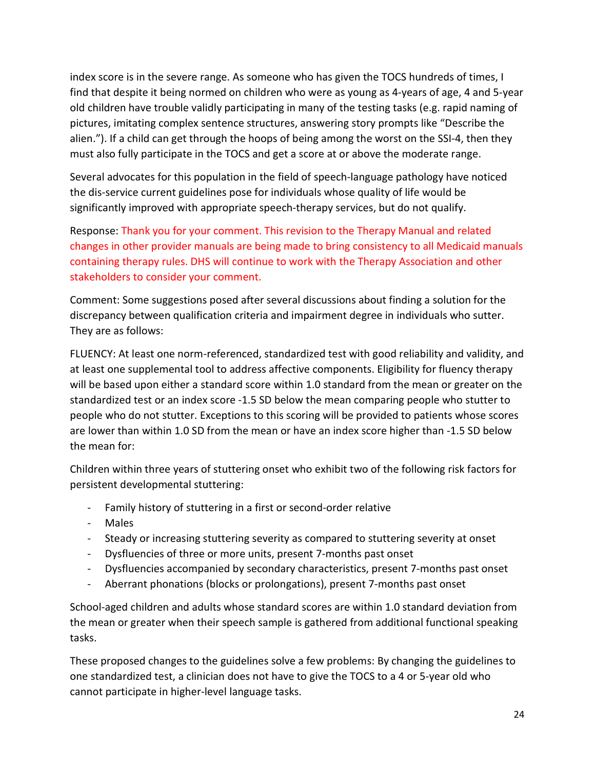index score is in the severe range. As someone who has given the TOCS hundreds of times, I find that despite it being normed on children who were as young as 4-years of age, 4 and 5-year old children have trouble validly participating in many of the testing tasks (e.g. rapid naming of pictures, imitating complex sentence structures, answering story prompts like "Describe the alien."). If a child can get through the hoops of being among the worst on the SSI-4, then they must also fully participate in the TOCS and get a score at or above the moderate range.

Several advocates for this population in the field of speech-language pathology have noticed the dis-service current guidelines pose for individuals whose quality of life would be significantly improved with appropriate speech-therapy services, but do not qualify.

Response: Thank you for your comment. This revision to the Therapy Manual and related changes in other provider manuals are being made to bring consistency to all Medicaid manuals containing therapy rules. DHS will continue to work with the Therapy Association and other stakeholders to consider your comment.

Comment: Some suggestions posed after several discussions about finding a solution for the discrepancy between qualification criteria and impairment degree in individuals who sutter. They are as follows:

FLUENCY: At least one norm-referenced, standardized test with good reliability and validity, and at least one supplemental tool to address affective components. Eligibility for fluency therapy will be based upon either a standard score within 1.0 standard from the mean or greater on the standardized test or an index score -1.5 SD below the mean comparing people who stutter to people who do not stutter. Exceptions to this scoring will be provided to patients whose scores are lower than within 1.0 SD from the mean or have an index score higher than -1.5 SD below the mean for:

Children within three years of stuttering onset who exhibit two of the following risk factors for persistent developmental stuttering:

- Family history of stuttering in a first or second-order relative
- Males
- Steady or increasing stuttering severity as compared to stuttering severity at onset
- Dysfluencies of three or more units, present 7-months past onset
- Dysfluencies accompanied by secondary characteristics, present 7-months past onset
- Aberrant phonations (blocks or prolongations), present 7-months past onset

School-aged children and adults whose standard scores are within 1.0 standard deviation from the mean or greater when their speech sample is gathered from additional functional speaking tasks.

These proposed changes to the guidelines solve a few problems: By changing the guidelines to one standardized test, a clinician does not have to give the TOCS to a 4 or 5-year old who cannot participate in higher-level language tasks.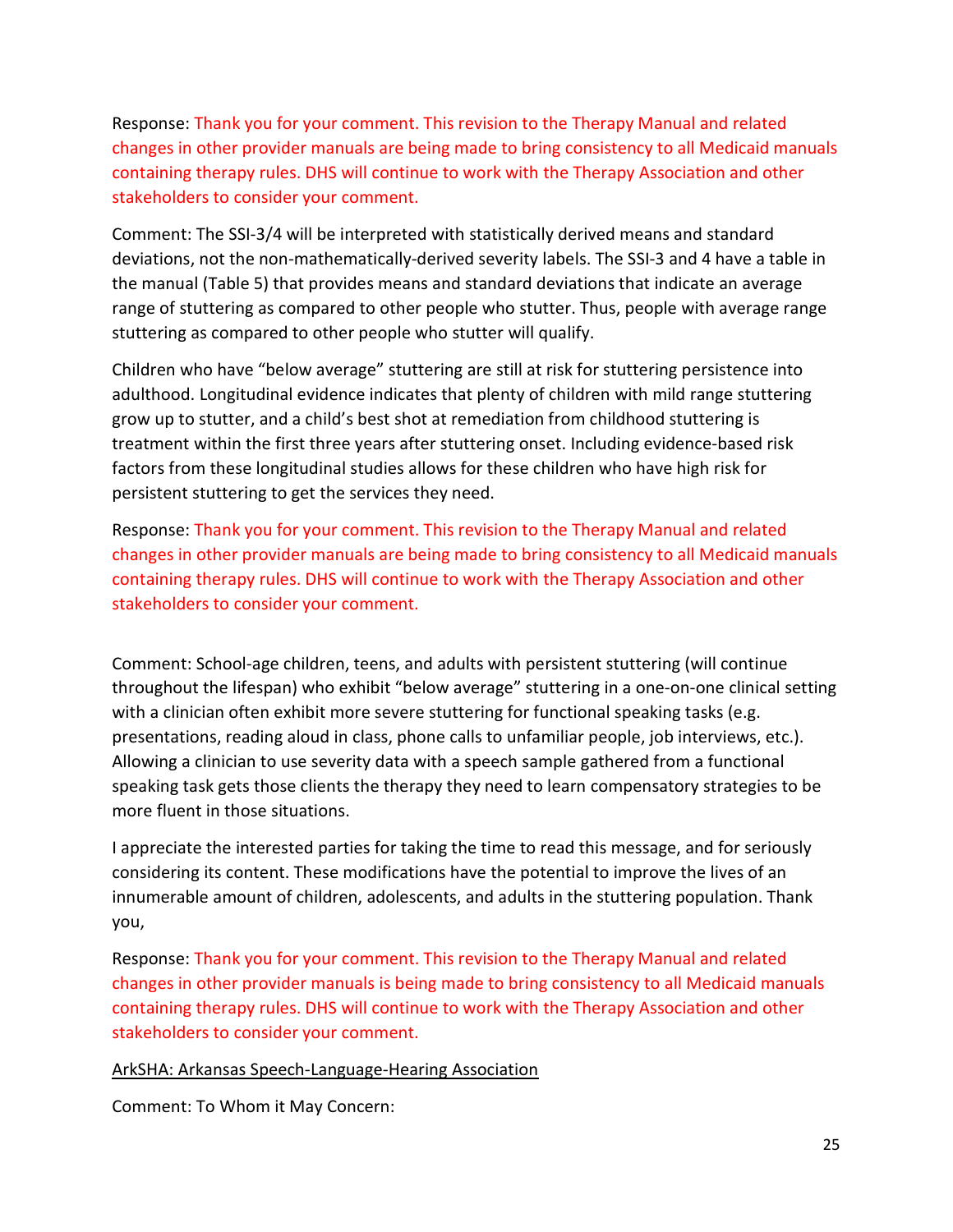Response: Thank you for your comment. This revision to the Therapy Manual and related changes in other provider manuals are being made to bring consistency to all Medicaid manuals containing therapy rules. DHS will continue to work with the Therapy Association and other stakeholders to consider your comment.

Comment: The SSI-3/4 will be interpreted with statistically derived means and standard deviations, not the non-mathematically-derived severity labels. The SSI-3 and 4 have a table in the manual (Table 5) that provides means and standard deviations that indicate an average range of stuttering as compared to other people who stutter. Thus, people with average range stuttering as compared to other people who stutter will qualify.

Children who have "below average" stuttering are still at risk for stuttering persistence into adulthood. Longitudinal evidence indicates that plenty of children with mild range stuttering grow up to stutter, and a child's best shot at remediation from childhood stuttering is treatment within the first three years after stuttering onset. Including evidence-based risk factors from these longitudinal studies allows for these children who have high risk for persistent stuttering to get the services they need.

Response: Thank you for your comment. This revision to the Therapy Manual and related changes in other provider manuals are being made to bring consistency to all Medicaid manuals containing therapy rules. DHS will continue to work with the Therapy Association and other stakeholders to consider your comment.

Comment: School-age children, teens, and adults with persistent stuttering (will continue throughout the lifespan) who exhibit "below average" stuttering in a one-on-one clinical setting with a clinician often exhibit more severe stuttering for functional speaking tasks (e.g. presentations, reading aloud in class, phone calls to unfamiliar people, job interviews, etc.). Allowing a clinician to use severity data with a speech sample gathered from a functional speaking task gets those clients the therapy they need to learn compensatory strategies to be more fluent in those situations.

I appreciate the interested parties for taking the time to read this message, and for seriously considering its content. These modifications have the potential to improve the lives of an innumerable amount of children, adolescents, and adults in the stuttering population. Thank you,

Response: Thank you for your comment. This revision to the Therapy Manual and related changes in other provider manuals is being made to bring consistency to all Medicaid manuals containing therapy rules. DHS will continue to work with the Therapy Association and other stakeholders to consider your comment.

ArkSHA: Arkansas Speech-Language-Hearing Association

Comment: To Whom it May Concern: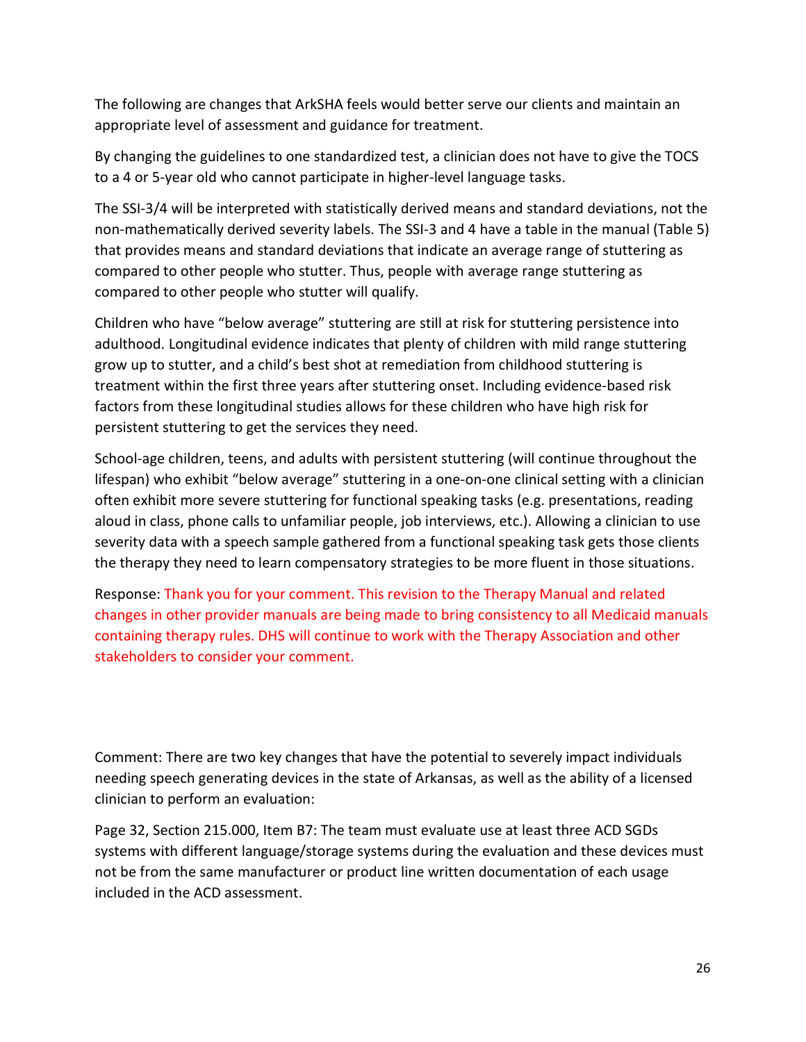The following are changes that ArkSHA feels would better serve our clients and maintain an appropriate level of assessment and guidance for treatment.

By changing the guidelines to one standardized test, a clinician does not have to give the TOCS to a 4 or 5-year old who cannot participate in higher-level language tasks.

The SSI-3/4 will be interpreted with statistically derived means and standard deviations, not the non-mathematically derived severity labels. The SSI-3 and 4 have a table in the manual (Table 5) that provides means and standard deviations that indicate an average range of stuttering as compared to other people who stutter. Thus, people with average range stuttering as compared to other people who stutter will qualify.

Children who have "below average" stuttering are still at risk for stuttering persistence into adulthood. Longitudinal evidence indicates that plenty of children with mild range stuttering grow up to stutter, and a child's best shot at remediation from childhood stuttering is treatment within the first three years after stuttering onset. Including evidence-based risk factors from these longitudinal studies allows for these children who have high risk for persistent stuttering to get the services they need.

School-age children, teens, and adults with persistent stuttering (will continue throughout the lifespan) who exhibit "below average" stuttering in a one-on-one clinical setting with a clinician often exhibit more severe stuttering for functional speaking tasks (e.g. presentations, reading aloud in class, phone calls to unfamiliar people, job interviews, etc.). Allowing a clinician to use severity data with a speech sample gathered from a functional speaking task gets those clients the therapy they need to learn compensatory strategies to be more fluent in those situations.

Response: Thank you for your comment. This revision to the Therapy Manual and related changes in other provider manuals are being made to bring consistency to all Medicaid manuals containing therapy rules. DHS will continue to work with the Therapy Association and other stakeholders to consider your comment.

Comment: There are two key changes that have the potential to severely impact individuals needing speech generating devices in the state of Arkansas, as well as the ability of a licensed clinician to perform an evaluation:

Page 32, Section 215.000, Item B7: The team must evaluate use at least three ACD SGDs systems with different language/storage systems during the evaluation and these devices must not be from the same manufacturer or product line written documentation of each usage included in the ACD assessment.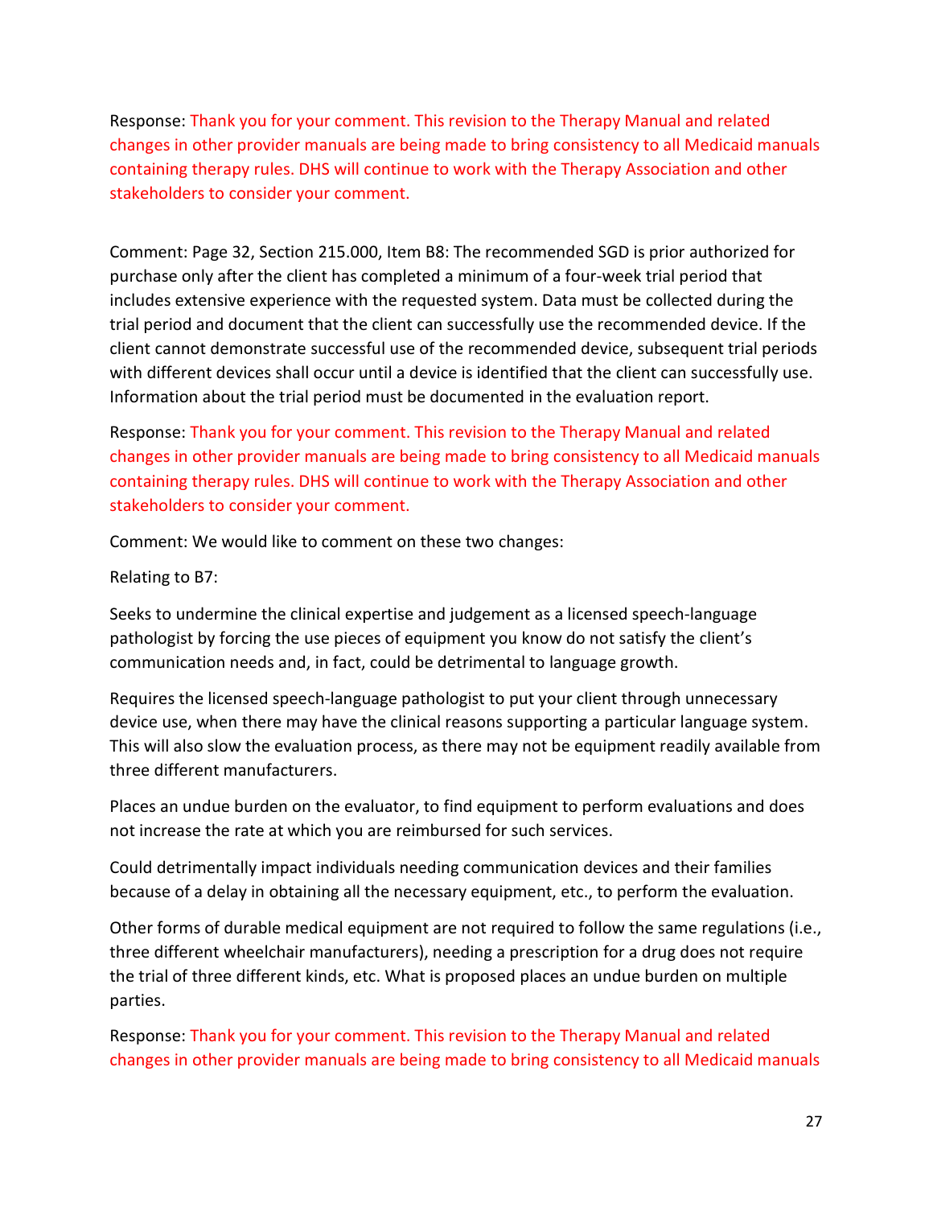Response: Thank you for your comment. This revision to the Therapy Manual and related changes in other provider manuals are being made to bring consistency to all Medicaid manuals containing therapy rules. DHS will continue to work with the Therapy Association and other stakeholders to consider your comment.

Comment: Page 32, Section 215.000, Item B8: The recommended SGD is prior authorized for purchase only after the client has completed a minimum of a four-week trial period that includes extensive experience with the requested system. Data must be collected during the trial period and document that the client can successfully use the recommended device. If the client cannot demonstrate successful use of the recommended device, subsequent trial periods with different devices shall occur until a device is identified that the client can successfully use. Information about the trial period must be documented in the evaluation report.

Response: Thank you for your comment. This revision to the Therapy Manual and related changes in other provider manuals are being made to bring consistency to all Medicaid manuals containing therapy rules. DHS will continue to work with the Therapy Association and other stakeholders to consider your comment.

Comment: We would like to comment on these two changes:

Relating to B7:

Seeks to undermine the clinical expertise and judgement as a licensed speech-language pathologist by forcing the use pieces of equipment you know do not satisfy the client's communication needs and, in fact, could be detrimental to language growth.

Requires the licensed speech-language pathologist to put your client through unnecessary device use, when there may have the clinical reasons supporting a particular language system. This will also slow the evaluation process, as there may not be equipment readily available from three different manufacturers.

Places an undue burden on the evaluator, to find equipment to perform evaluations and does not increase the rate at which you are reimbursed for such services.

Could detrimentally impact individuals needing communication devices and their families because of a delay in obtaining all the necessary equipment, etc., to perform the evaluation.

Other forms of durable medical equipment are not required to follow the same regulations (i.e., three different wheelchair manufacturers), needing a prescription for a drug does not require the trial of three different kinds, etc. What is proposed places an undue burden on multiple parties.

Response: Thank you for your comment. This revision to the Therapy Manual and related changes in other provider manuals are being made to bring consistency to all Medicaid manuals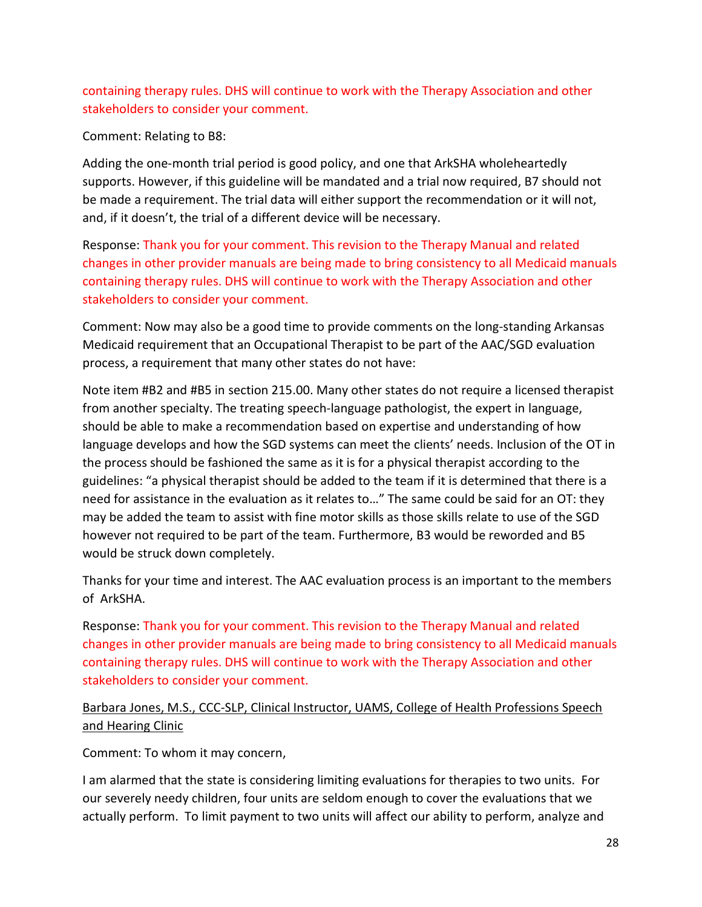containing therapy rules. DHS will continue to work with the Therapy Association and other stakeholders to consider your comment.

Comment: Relating to B8:

Adding the one-month trial period is good policy, and one that ArkSHA wholeheartedly supports. However, if this guideline will be mandated and a trial now required, B7 should not be made a requirement. The trial data will either support the recommendation or it will not, and, if it doesn't, the trial of a different device will be necessary.

Response: Thank you for your comment. This revision to the Therapy Manual and related changes in other provider manuals are being made to bring consistency to all Medicaid manuals containing therapy rules. DHS will continue to work with the Therapy Association and other stakeholders to consider your comment.

Comment: Now may also be a good time to provide comments on the long-standing Arkansas Medicaid requirement that an Occupational Therapist to be part of the AAC/SGD evaluation process, a requirement that many other states do not have:

Note item #B2 and #B5 in section 215.00. Many other states do not require a licensed therapist from another specialty. The treating speech-language pathologist, the expert in language, should be able to make a recommendation based on expertise and understanding of how language develops and how the SGD systems can meet the clients' needs. Inclusion of the OT in the process should be fashioned the same as it is for a physical therapist according to the guidelines: "a physical therapist should be added to the team if it is determined that there is a need for assistance in the evaluation as it relates to…" The same could be said for an OT: they may be added the team to assist with fine motor skills as those skills relate to use of the SGD however not required to be part of the team. Furthermore, B3 would be reworded and B5 would be struck down completely.

Thanks for your time and interest. The AAC evaluation process is an important to the members of ArkSHA.

Response: Thank you for your comment. This revision to the Therapy Manual and related changes in other provider manuals are being made to bring consistency to all Medicaid manuals containing therapy rules. DHS will continue to work with the Therapy Association and other stakeholders to consider your comment.

Barbara Jones, M.S., CCC-SLP, Clinical Instructor, UAMS, College of Health Professions Speech and Hearing Clinic

Comment: To whom it may concern,

I am alarmed that the state is considering limiting evaluations for therapies to two units. For our severely needy children, four units are seldom enough to cover the evaluations that we actually perform. To limit payment to two units will affect our ability to perform, analyze and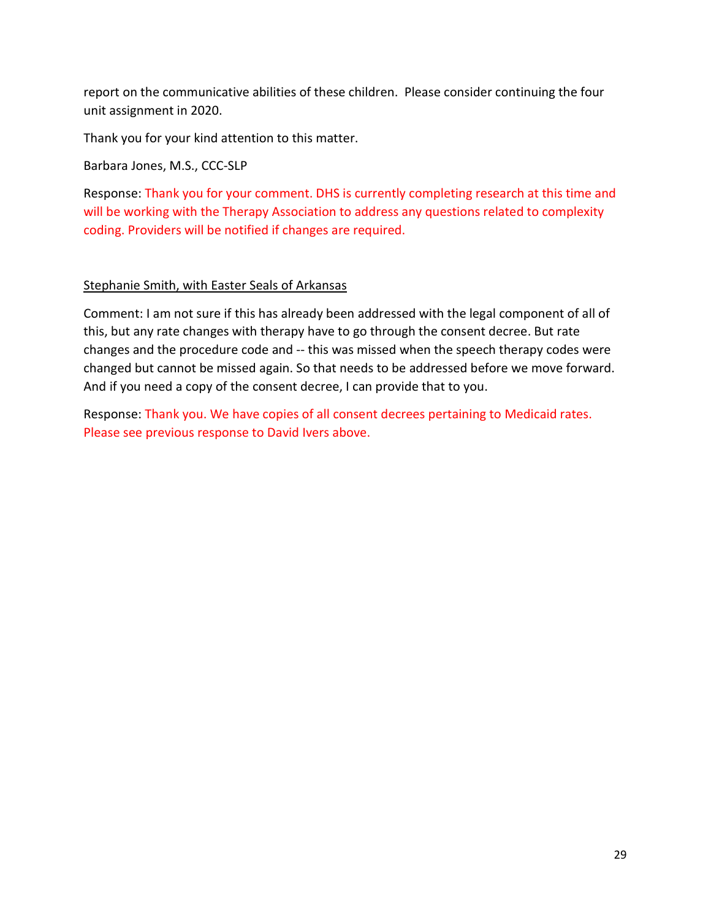report on the communicative abilities of these children. Please consider continuing the four unit assignment in 2020.

Thank you for your kind attention to this matter.

Barbara Jones, M.S., CCC-SLP

Response: Thank you for your comment. DHS is currently completing research at this time and will be working with the Therapy Association to address any questions related to complexity coding. Providers will be notified if changes are required.

<u>Stephanie Smith, with Easter Seals of Arkansas</u>

Comment: I am not sure if this has already been addressed with the legal component of all of this, but any rate changes with therapy have to go through the consent decree. But rate changes and the procedure code and -- this was missed when the speech therapy codes were changed but cannot be missed again. So that needs to be addressed before we move forward. And if you need a copy of the consent decree, I can provide that to you.

Response: Thank you. We have copies of all consent decrees pertaining to Medicaid rates. Please see previous response to David Ivers above.